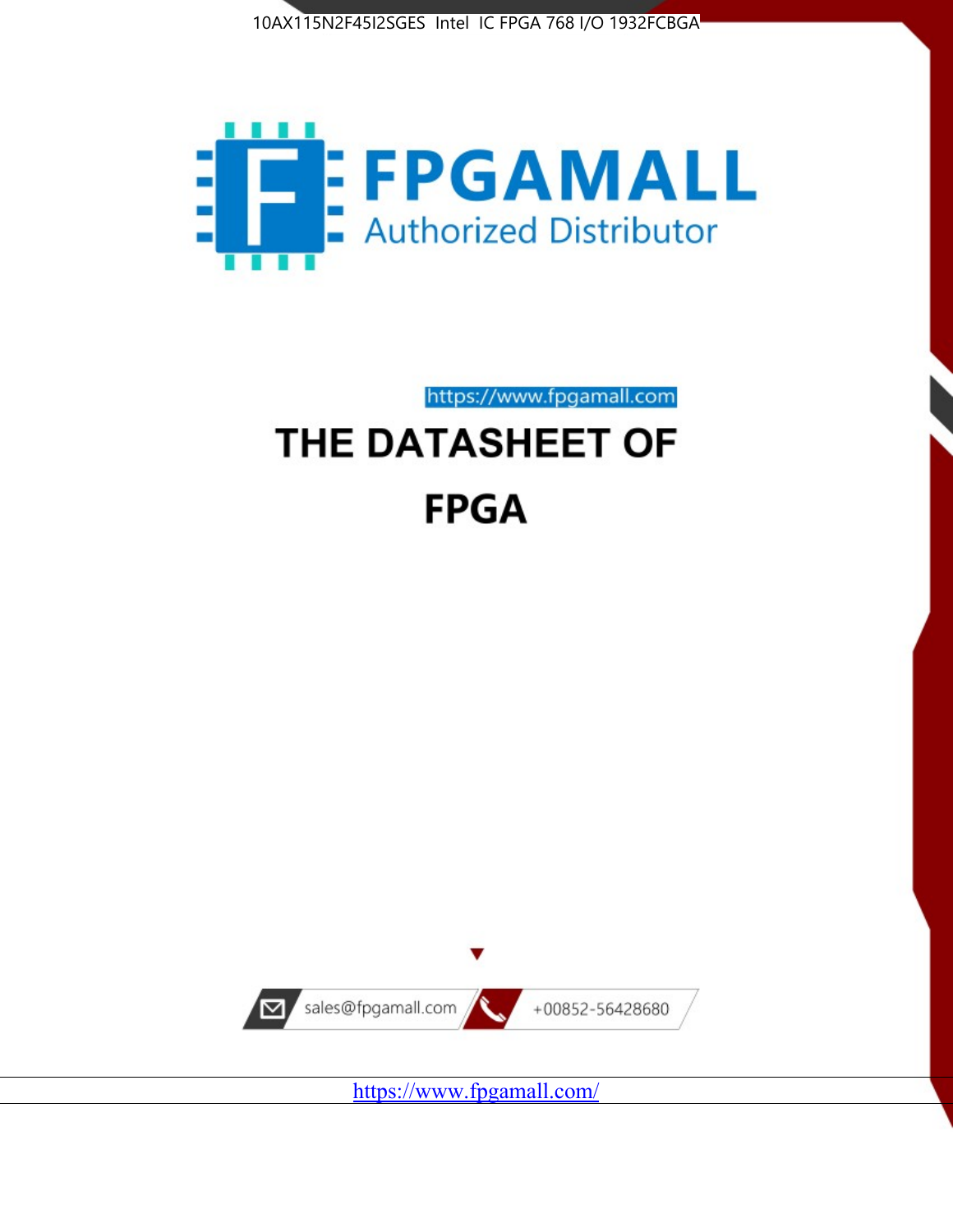10AX115N2F45I2SGES Intel IC FPGA 768 I/O 1932FCBGA

FPGAMALL

Authorized Distributor

https://www.fpgamall.com

# THE DATASHEET OF

# FPGA

sales@fpgamall.com

+00852-56428680

https://www.fpgamall.com/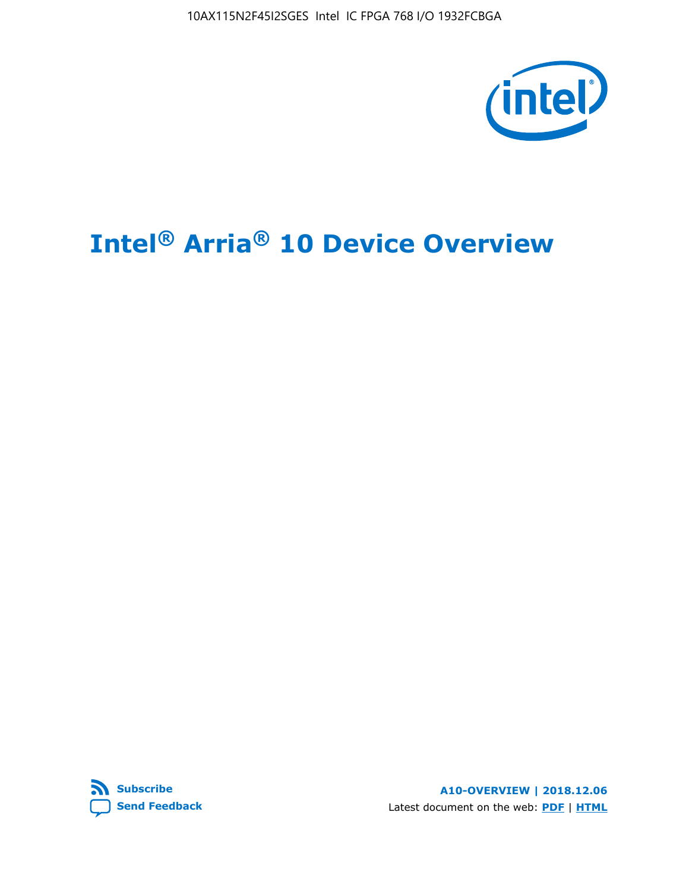# Intel® Arria® 10 Device Overview

**A10-OVERVIEW | 2018.12.06**

Latest document on the web: **PDF** | **HTML**

**Subscribe**

**Send Feedback**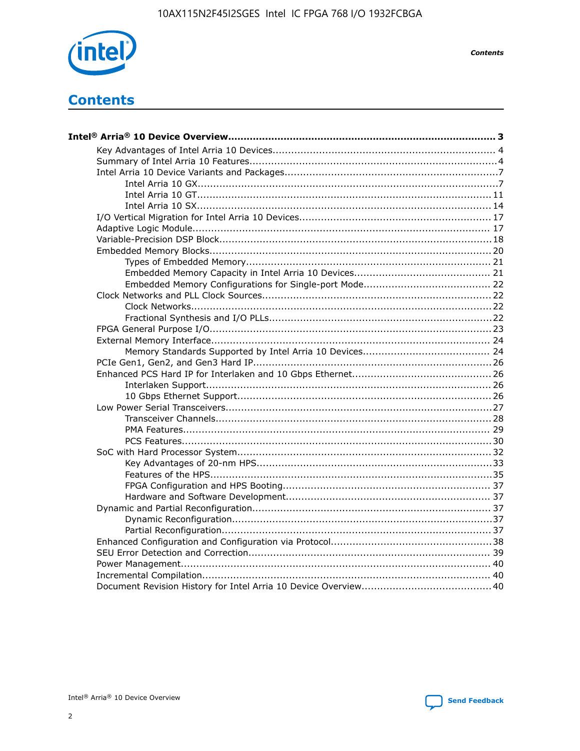# Contents

**Intel® Arria® 10 Device Overview....................................................................................... 3**

- Key Advantages of Intel Arria 10 Devices....................................................................... 4
- Summary of Intel Arria 10 Features................................................................................4
- Intel Arria 10 Device Variants and Packages....................................................................7
  - Intel Arria 10 GX................................................................................................7
  - Intel Arria 10 GT.............................................................................................. 11
  - Intel Arria 10 SX.............................................................................................. 14
- I/O Vertical Migration for Intel Arria 10 Devices.............................................................17
- Adaptive Logic Module................................................................................................ 17
- Variable-Precision DSP Block.......................................................................................18
- Embedded Memory Blocks..........................................................................................20
  - Types of Embedded Memory.............................................................................. 21
  - Embedded Memory Capacity in Intel Arria 10 Devices........................................... 21
  - Embedded Memory Configurations for Single-port Mode......................................... 22
- Clock Networks and PLL Clock Sources.........................................................................22
  - Clock Networks.................................................................................................22
  - Fractional Synthesis and I/O PLLs.......................................................................22
- FPGA General Purpose I/O..........................................................................................23
- External Memory Interface.......................................................................................... 24
  - Memory Standards Supported by Intel Arria 10 Devices......................................... 24
- PCIe Gen1, Gen2, and Gen3 Hard IP............................................................................26
- Enhanced PCS Hard IP for Interlaken and 10 Gbps Ethernet.............................................26
  - Interlaken Support........................................................................................... 26
  - 10 Gbps Ethernet Support................................................................................. 26
- Low Power Serial Transceivers.....................................................................................27
  - Transceiver Channels........................................................................................28
  - PMA Features.................................................................................................. 29
  - PCS Features...................................................................................................30
- SoC with Hard Processor System.................................................................................32
  - Key Advantages of 20-nm HPS...........................................................................33
  - Features of the HPS..........................................................................................35
  - FPGA Configuration and HPS Booting.................................................................. 37
  - Hardware and Software Development................................................................. 37
- Dynamic and Partial Reconfiguration............................................................................37
  - Dynamic Reconfiguration...................................................................................37
  - Partial Reconfiguration......................................................................................37
- Enhanced Configuration and Configuration via Protocol...................................................38
- SEU Error Detection and Correction............................................................................. 39
- Power Management................................................................................................... 40
- Incremental Compilation............................................................................................ 40
- Document Revision History for Intel Arria 10 Device Overview.........................................40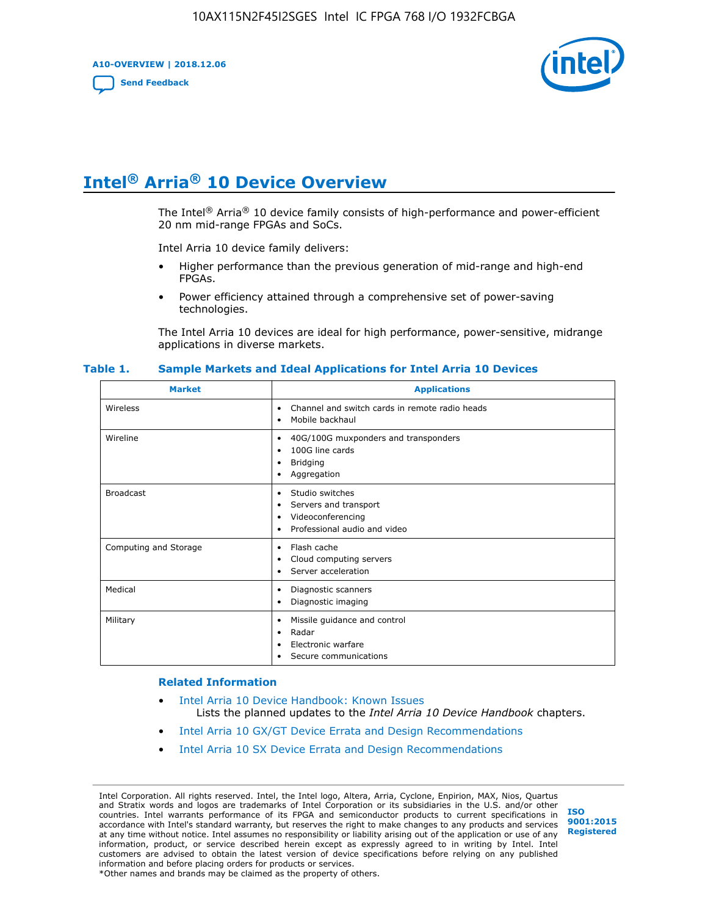# Intel® Arria® 10 Device Overview

The Intel® Arria® 10 device family consists of high-performance and power-efficient 20 nm mid-range FPGAs and SoCs.

Intel Arria 10 device family delivers:

- Higher performance than the previous generation of mid-range and high-end FPGAs.
- Power efficiency attained through a comprehensive set of power-saving technologies.

The Intel Arria 10 devices are ideal for high performance, power-sensitive, midrange applications in diverse markets.

**Table 1. Sample Markets and Ideal Applications for Intel Arria 10 Devices**

| Market | Applications |
|---|---|
| Wireless | • Channel and switch cards in remote radio heads<br>• Mobile backhaul |
| Wireline | • 40G/100G muxponders and transponders<br>• 100G line cards<br>• Bridging<br>• Aggregation |
| Broadcast | • Studio switches<br>• Servers and transport<br>• Videoconferencing<br>• Professional audio and video |
| Computing and Storage | • Flash cache<br>• Cloud computing servers<br>• Server acceleration |
| Medical | • Diagnostic scanners<br>• Diagnostic imaging |
| Military | • Missile guidance and control<br>• Radar<br>• Electronic warfare<br>• Secure communications |

### Related Information

- Intel Arria 10 Device Handbook: Known Issues
  Lists the planned updates to the *Intel Arria 10 Device Handbook* chapters.
- Intel Arria 10 GX/GT Device Errata and Design Recommendations
- Intel Arria 10 SX Device Errata and Design Recommendations

Intel Corporation. All rights reserved. Intel, the Intel logo, Altera, Arria, Cyclone, Enpirion, MAX, Nios, Quartus and Stratix words and logos are trademarks of Intel Corporation or its subsidiaries in the U.S. and/or other countries. Intel warrants performance of its FPGA and semiconductor products to current specifications in accordance with Intel's standard warranty, but reserves the right to make changes to any products and services at any time without notice. Intel assumes no responsibility or liability arising out of the application or use of any information, product, or service described herein except as expressly agreed to in writing by Intel. Intel customers are advised to obtain the latest version of device specifications before relying on any published information and before placing orders for products or services.
*Other names and brands may be claimed as the property of others.

ISO 9001:2015 Registered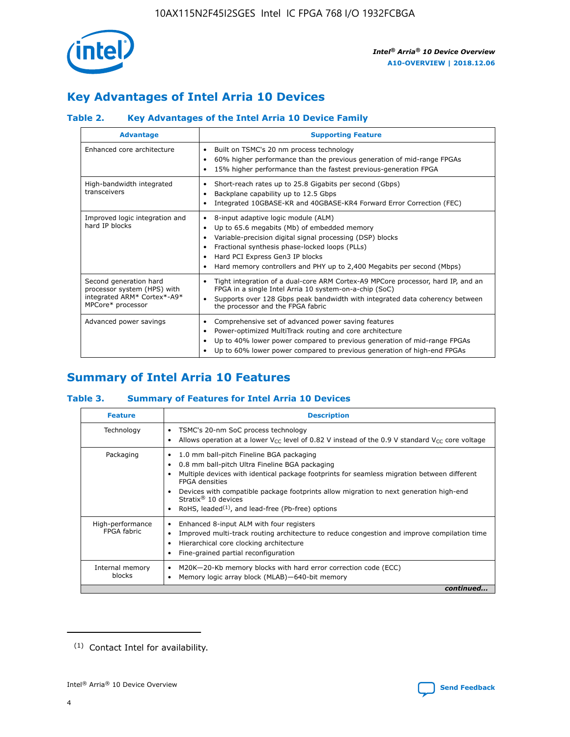## Key Advantages of Intel Arria 10 Devices

### Table 2. Key Advantages of the Intel Arria 10 Device Family

| Advantage | Supporting Feature |
|---|---|
| Enhanced core architecture | • Built on TSMC's 20 nm process technology<br>• 60% higher performance than the previous generation of mid-range FPGAs<br>• 15% higher performance than the fastest previous-generation FPGA |
| High-bandwidth integrated transceivers | • Short-reach rates up to 25.8 Gigabits per second (Gbps)<br>• Backplane capability up to 12.5 Gbps<br>• Integrated 10GBASE-KR and 40GBASE-KR4 Forward Error Correction (FEC) |
| Improved logic integration and hard IP blocks | • 8-input adaptive logic module (ALM)<br>• Up to 65.6 megabits (Mb) of embedded memory<br>• Variable-precision digital signal processing (DSP) blocks<br>• Fractional synthesis phase-locked loops (PLLs)<br>• Hard PCI Express Gen3 IP blocks<br>• Hard memory controllers and PHY up to 2,400 Megabits per second (Mbps) |
| Second generation hard processor system (HPS) with integrated ARM* Cortex*-A9* MPCore* processor | • Tight integration of a dual-core ARM Cortex-A9 MPCore processor, hard IP, and an FPGA in a single Intel Arria 10 system-on-a-chip (SoC)<br>• Supports over 128 Gbps peak bandwidth with integrated data coherency between the processor and the FPGA fabric |
| Advanced power savings | • Comprehensive set of advanced power saving features<br>• Power-optimized MultiTrack routing and core architecture<br>• Up to 40% lower power compared to previous generation of mid-range FPGAs<br>• Up to 60% lower power compared to previous generation of high-end FPGAs |

## Summary of Intel Arria 10 Features

### Table 3. Summary of Features for Intel Arria 10 Devices

| Feature | Description |
|---|---|
| Technology | • TSMC's 20-nm SoC process technology<br>• Allows operation at a lower $V_{CC}$ level of 0.82 V instead of the 0.9 V standard $V_{CC}$ core voltage |
| Packaging | • 1.0 mm ball-pitch Fineline BGA packaging<br>• 0.8 mm ball-pitch Ultra Fineline BGA packaging<br>• Multiple devices with identical package footprints for seamless migration between different FPGA densities<br>• Devices with compatible package footprints allow migration to next generation high-end Stratix® 10 devices<br>• RoHS, leaded[(1)], and lead-free (Pb-free) options |
| High-performance FPGA fabric | • Enhanced 8-input ALM with four registers<br>• Improved multi-track routing architecture to reduce congestion and improve compilation time<br>• Hierarchical core clocking architecture<br>• Fine-grained partial reconfiguration |
| Internal memory blocks | • M20K—20-Kb memory blocks with hard error correction code (ECC)<br>• Memory logic array block (MLAB)—640-bit memory |

*continued...*

(1) Contact Intel for availability.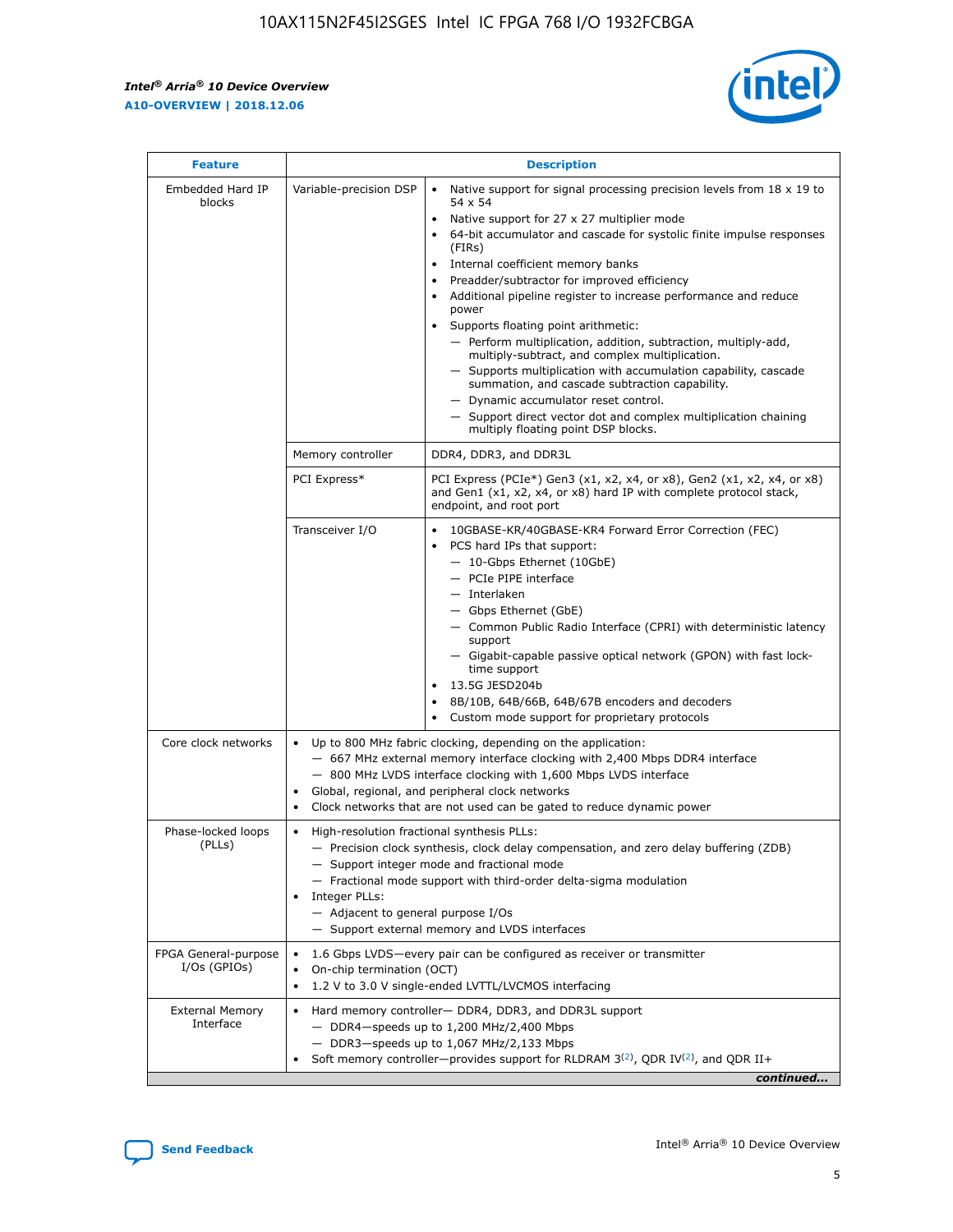| Feature | Description | |
|---|---|---|
| Embedded Hard IP blocks | Variable-precision DSP | • Native support for signal processing precision levels from 18 x 19 to 54 x 54<br>• Native support for 27 x 27 multiplier mode<br>• 64-bit accumulator and cascade for systolic finite impulse responses (FIRs)<br>• Internal coefficient memory banks<br>• Preadder/subtractor for improved efficiency<br>• Additional pipeline register to increase performance and reduce power<br>• Supports floating point arithmetic:<br>— Perform multiplication, addition, subtraction, multiply-add, multiply-subtract, and complex multiplication.<br>— Supports multiplication with accumulation capability, cascade summation, and cascade subtraction capability.<br>— Dynamic accumulator reset control.<br>— Support direct vector dot and complex multiplication chaining multiply floating point DSP blocks. |
| | Memory controller | DDR4, DDR3, and DDR3L |
| | PCI Express* | PCI Express (PCIe*) Gen3 (x1, x2, x4, or x8), Gen2 (x1, x2, x4, or x8) and Gen1 (x1, x2, x4, or x8) hard IP with complete protocol stack, endpoint, and root port |
| | Transceiver I/O | • 10GBASE-KR/40GBASE-KR4 Forward Error Correction (FEC)<br>• PCS hard IPs that support:<br>— 10-Gbps Ethernet (10GbE)<br>— PCIe PIPE interface<br>— Interlaken<br>— Gbps Ethernet (GbE)<br>— Common Public Radio Interface (CPRI) with deterministic latency support<br>— Gigabit-capable passive optical network (GPON) with fast lock-time support<br>• 13.5G JESD204b<br>• 8B/10B, 64B/66B, 64B/67B encoders and decoders<br>• Custom mode support for proprietary protocols |
| Core clock networks | • Up to 800 MHz fabric clocking, depending on the application:<br>— 667 MHz external memory interface clocking with 2,400 Mbps DDR4 interface<br>— 800 MHz LVDS interface clocking with 1,600 Mbps LVDS interface<br>• Global, regional, and peripheral clock networks<br>• Clock networks that are not used can be gated to reduce dynamic power | |
| Phase-locked loops (PLLs) | • High-resolution fractional synthesis PLLs:<br>— Precision clock synthesis, clock delay compensation, and zero delay buffering (ZDB)<br>— Support integer mode and fractional mode<br>— Fractional mode support with third-order delta-sigma modulation<br>• Integer PLLs:<br>— Adjacent to general purpose I/Os<br>— Support external memory and LVDS interfaces | |
| FPGA General-purpose I/Os (GPIOs) | • 1.6 Gbps LVDS—every pair can be configured as receiver or transmitter<br>• On-chip termination (OCT)<br>• 1.2 V to 3.0 V single-ended LVTTL/LVCMOS interfacing | |
| External Memory Interface | • Hard memory controller— DDR4, DDR3, and DDR3L support<br>— DDR4—speeds up to 1,200 MHz/2,400 Mbps<br>— DDR3—speeds up to 1,067 MHz/2,133 Mbps<br>• Soft memory controller—provides support for RLDRAM 3[(2)], QDR IV[(2)], and QDR II+ | |

*continued...*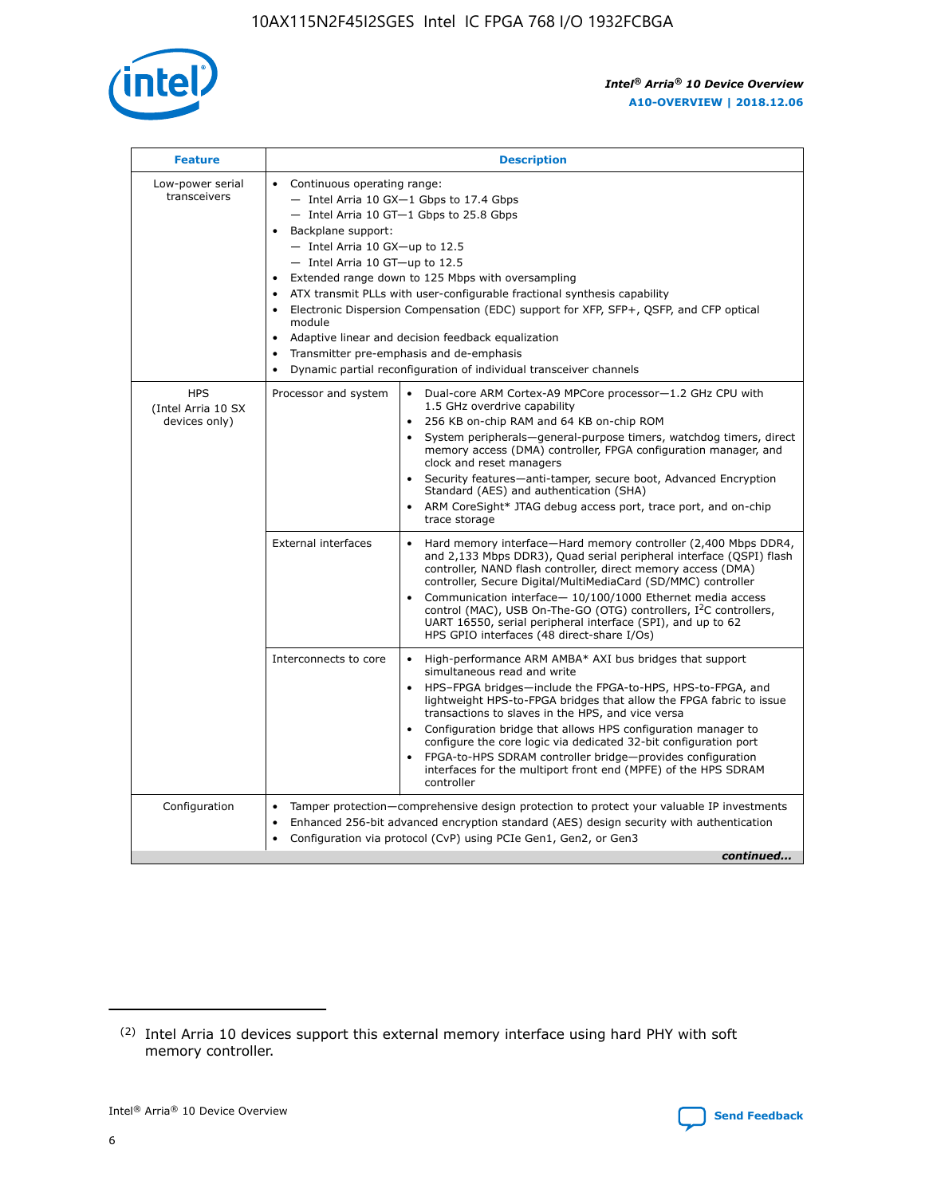| Feature | Description | |
|---|---|---|
| Low-power serial transceivers | • Continuous operating range:<br>— Intel Arria 10 GX—1 Gbps to 17.4 Gbps<br>— Intel Arria 10 GT—1 Gbps to 25.8 Gbps<br>• Backplane support:<br>— Intel Arria 10 GX—up to 12.5<br>— Intel Arria 10 GT—up to 12.5<br>• Extended range down to 125 Mbps with oversampling<br>• ATX transmit PLLs with user-configurable fractional synthesis capability<br>• Electronic Dispersion Compensation (EDC) support for XFP, SFP+, QSFP, and CFP optical module<br>• Adaptive linear and decision feedback equalization<br>• Transmitter pre-emphasis and de-emphasis<br>• Dynamic partial reconfiguration of individual transceiver channels | |
| HPS (Intel Arria 10 SX devices only) | Processor and system | • Dual-core ARM Cortex-A9 MPCore processor—1.2 GHz CPU with 1.5 GHz overdrive capability<br>• 256 KB on-chip RAM and 64 KB on-chip ROM<br>• System peripherals—general-purpose timers, watchdog timers, direct memory access (DMA) controller, FPGA configuration manager, and clock and reset managers<br>• Security features—anti-tamper, secure boot, Advanced Encryption Standard (AES) and authentication (SHA)<br>• ARM CoreSight* JTAG debug access port, trace port, and on-chip trace storage |
| | External interfaces | • Hard memory interface—Hard memory controller (2,400 Mbps DDR4, and 2,133 Mbps DDR3), Quad serial peripheral interface (QSPI) flash controller, NAND flash controller, direct memory access (DMA) controller, Secure Digital/MultiMediaCard (SD/MMC) controller<br>• Communication interface— 10/100/1000 Ethernet media access control (MAC), USB On-The-GO (OTG) controllers, I²C controllers, UART 16550, serial peripheral interface (SPI), and up to 62 HPS GPIO interfaces (48 direct-share I/Os) |
| | Interconnects to core | • High-performance ARM AMBA* AXI bus bridges that support simultaneous read and write<br>• HPS–FPGA bridges—include the FPGA-to-HPS, HPS-to-FPGA, and lightweight HPS-to-FPGA bridges that allow the FPGA fabric to issue transactions to slaves in the HPS, and vice versa<br>• Configuration bridge that allows HPS configuration manager to configure the core logic via dedicated 32-bit configuration port<br>• FPGA-to-HPS SDRAM controller bridge—provides configuration interfaces for the multiport front end (MPFE) of the HPS SDRAM controller |
| Configuration | • Tamper protection—comprehensive design protection to protect your valuable IP investments<br>• Enhanced 256-bit advanced encryption standard (AES) design security with authentication<br>• Configuration via protocol (CvP) using PCIe Gen1, Gen2, or Gen3 | |

*continued...*

(2) Intel Arria 10 devices support this external memory interface using hard PHY with soft memory controller.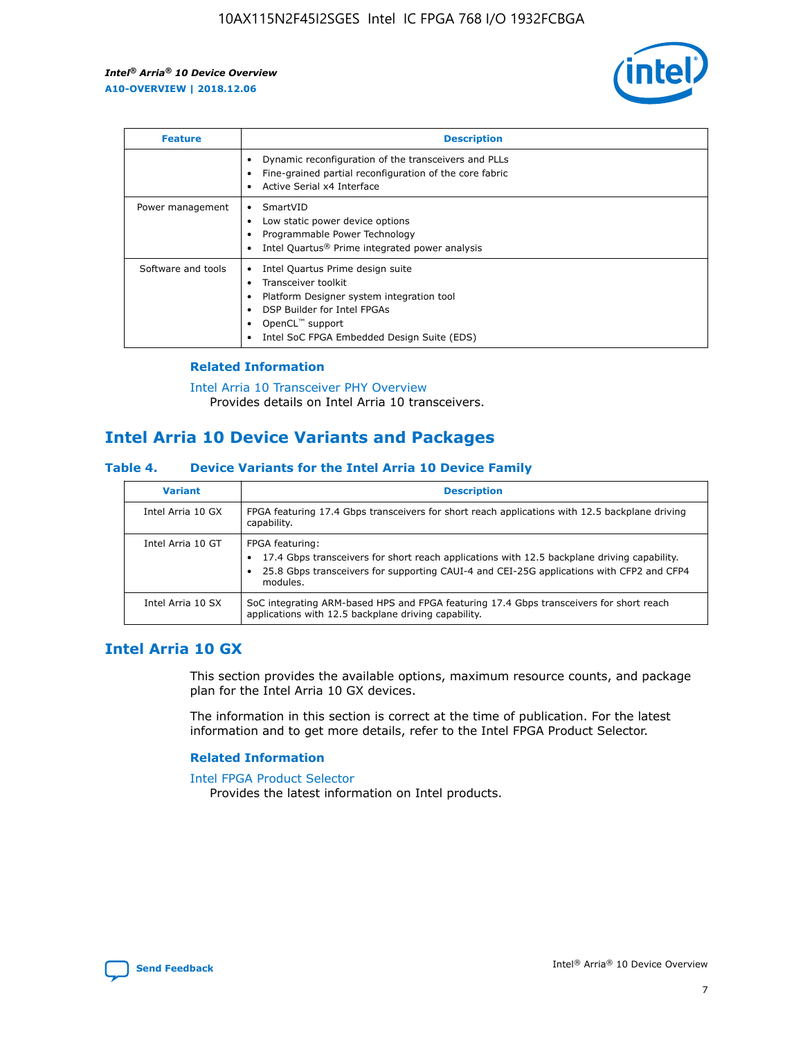| Feature | Description |
| --- | --- |
|  | • Dynamic reconfiguration of the transceivers and PLLs<br>• Fine-grained partial reconfiguration of the core fabric<br>• Active Serial x4 Interface |
| Power management | • SmartVID<br>• Low static power device options<br>• Programmable Power Technology<br>• Intel Quartus® Prime integrated power analysis |
| Software and tools | • Intel Quartus Prime design suite<br>• Transceiver toolkit<br>• Platform Designer system integration tool<br>• DSP Builder for Intel FPGAs<br>• OpenCL™ support<br>• Intel SoC FPGA Embedded Design Suite (EDS) |

### Related Information

Intel Arria 10 Transceiver PHY Overview
Provides details on Intel Arria 10 transceivers.

## Intel Arria 10 Device Variants and Packages

**Table 4. Device Variants for the Intel Arria 10 Device Family**

| Variant | Description |
| --- | --- |
| Intel Arria 10 GX | FPGA featuring 17.4 Gbps transceivers for short reach applications with 12.5 backplane driving capability. |
| Intel Arria 10 GT | FPGA featuring:<br>• 17.4 Gbps transceivers for short reach applications with 12.5 backplane driving capability.<br>• 25.8 Gbps transceivers for supporting CAUI-4 and CEI-25G applications with CFP2 and CFP4 modules. |
| Intel Arria 10 SX | SoC integrating ARM-based HPS and FPGA featuring 17.4 Gbps transceivers for short reach applications with 12.5 backplane driving capability. |

## Intel Arria 10 GX

This section provides the available options, maximum resource counts, and package plan for the Intel Arria 10 GX devices.

The information in this section is correct at the time of publication. For the latest information and to get more details, refer to the Intel FPGA Product Selector.

### Related Information

Intel FPGA Product Selector
Provides the latest information on Intel products.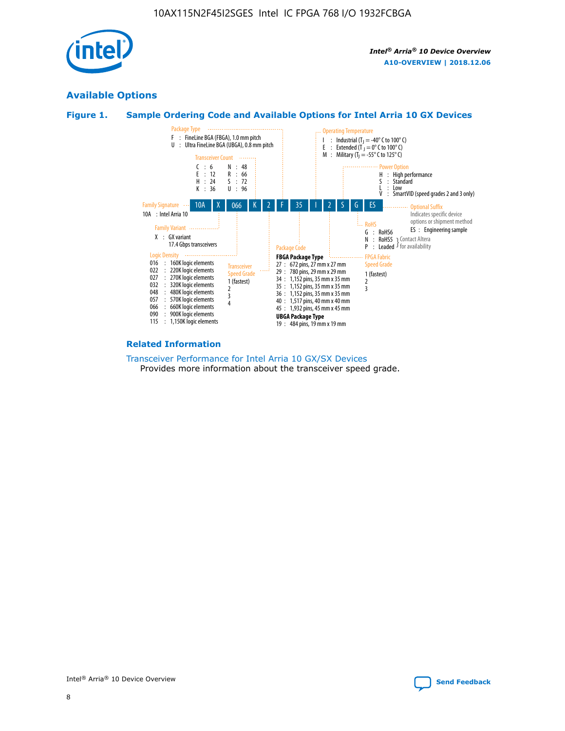## Available Options

### Figure 1. Sample Ordering Code and Available Options for Intel Arria 10 GX Devices

| 10A | X | 066 | K | 2 | F | 35 | I | 2 | S | G | ES |
|---|---|---|---|---|---|---|---|---|---|---|---|

**Family Signature**
- 10A : Intel Arria 10

**Family Variant**
- X : GX variant, 17.4 Gbps transceivers

**Logic Density**
- 016 : 160K logic elements
- 022 : 220K logic elements
- 027 : 270K logic elements
- 032 : 320K logic elements
- 048 : 480K logic elements
- 057 : 570K logic elements
- 066 : 660K logic elements
- 090 : 900K logic elements
- 115 : 1,150K logic elements

**Transceiver Count**
- C : 6
- E : 12
- H : 24
- K : 36
- N : 48
- R : 66
- S : 72
- U : 96

**Transceiver Speed Grade**
- 1 (fastest)
- 2
- 3
- 4

**Package Type**
- F : FineLine BGA (FBGA), 1.0 mm pitch
- U : Ultra FineLine BGA (UBGA), 0.8 mm pitch

**Package Code**

**FBGA Package Type**
- 27 : 672 pins, 27 mm x 27 mm
- 29 : 780 pins, 29 mm x 29 mm
- 34 : 1,152 pins, 35 mm x 35 mm
- 35 : 1,152 pins, 35 mm x 35 mm
- 36 : 1,152 pins, 35 mm x 35 mm
- 40 : 1,517 pins, 40 mm x 40 mm
- 45 : 1,932 pins, 45 mm x 45 mm

**UBGA Package Type**
- 19 : 484 pins, 19 mm x 19 mm

**Operating Temperature**
- I : Industrial ($T_J$ = -40° C to 100° C)
- E : Extended ($T_J$ = 0° C to 100° C)
- M : Military ($T_J$ = -55° C to 125° C)

**FPGA Fabric Speed Grade**
- 1 (fastest)
- 2
- 3

**Power Option**
- H : High performance
- S : Standard
- L : Low
- V : SmartVID (speed grades 2 and 3 only)

**RoHS**
- G : RoHS6
- N : RoHS5 (Contact Altera for availability)
- P : Leaded (Contact Altera for availability)

**Optional Suffix**

Indicates specific device options or shipment method
- ES : Engineering sample

### Related Information

Transceiver Performance for Intel Arria 10 GX/SX Devices

Provides more information about the transceiver speed grade.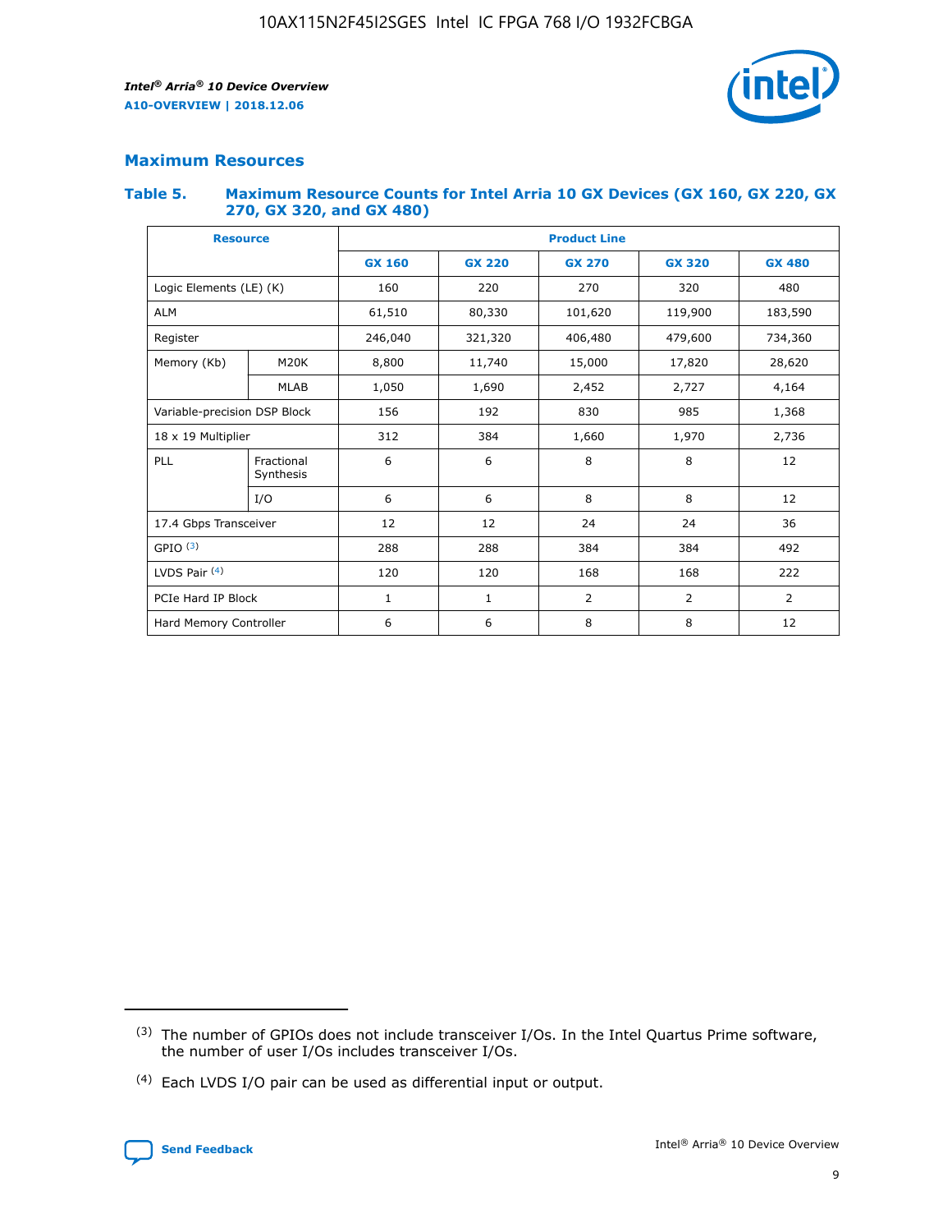## Maximum Resources

### Table 5. Maximum Resource Counts for Intel Arria 10 GX Devices (GX 160, GX 220, GX 270, GX 320, and GX 480)

| Resource | | Product Line | | | | |
|---|---|---|---|---|---|---|
| | | GX 160 | GX 220 | GX 270 | GX 320 | GX 480 |
| Logic Elements (LE) (K) | | 160 | 220 | 270 | 320 | 480 |
| ALM | | 61,510 | 80,330 | 101,620 | 119,900 | 183,590 |
| Register | | 246,040 | 321,320 | 406,480 | 479,600 | 734,360 |
| Memory (Kb) | M20K | 8,800 | 11,740 | 15,000 | 17,820 | 28,620 |
| | MLAB | 1,050 | 1,690 | 2,452 | 2,727 | 4,164 |
| Variable-precision DSP Block | | 156 | 192 | 830 | 985 | 1,368 |
| 18 x 19 Multiplier | | 312 | 384 | 1,660 | 1,970 | 2,736 |
| PLL | Fractional Synthesis | 6 | 6 | 8 | 8 | 12 |
| | I/O | 6 | 6 | 8 | 8 | 12 |
| 17.4 Gbps Transceiver | | 12 | 12 | 24 | 24 | 36 |
| GPIO [(3)] | | 288 | 288 | 384 | 384 | 492 |
| LVDS Pair [(4)] | | 120 | 120 | 168 | 168 | 222 |
| PCIe Hard IP Block | | 1 | 1 | 2 | 2 | 2 |
| Hard Memory Controller | | 6 | 6 | 8 | 8 | 12 |

(3) The number of GPIOs does not include transceiver I/Os. In the Intel Quartus Prime software, the number of user I/Os includes transceiver I/Os.

(4) Each LVDS I/O pair can be used as differential input or output.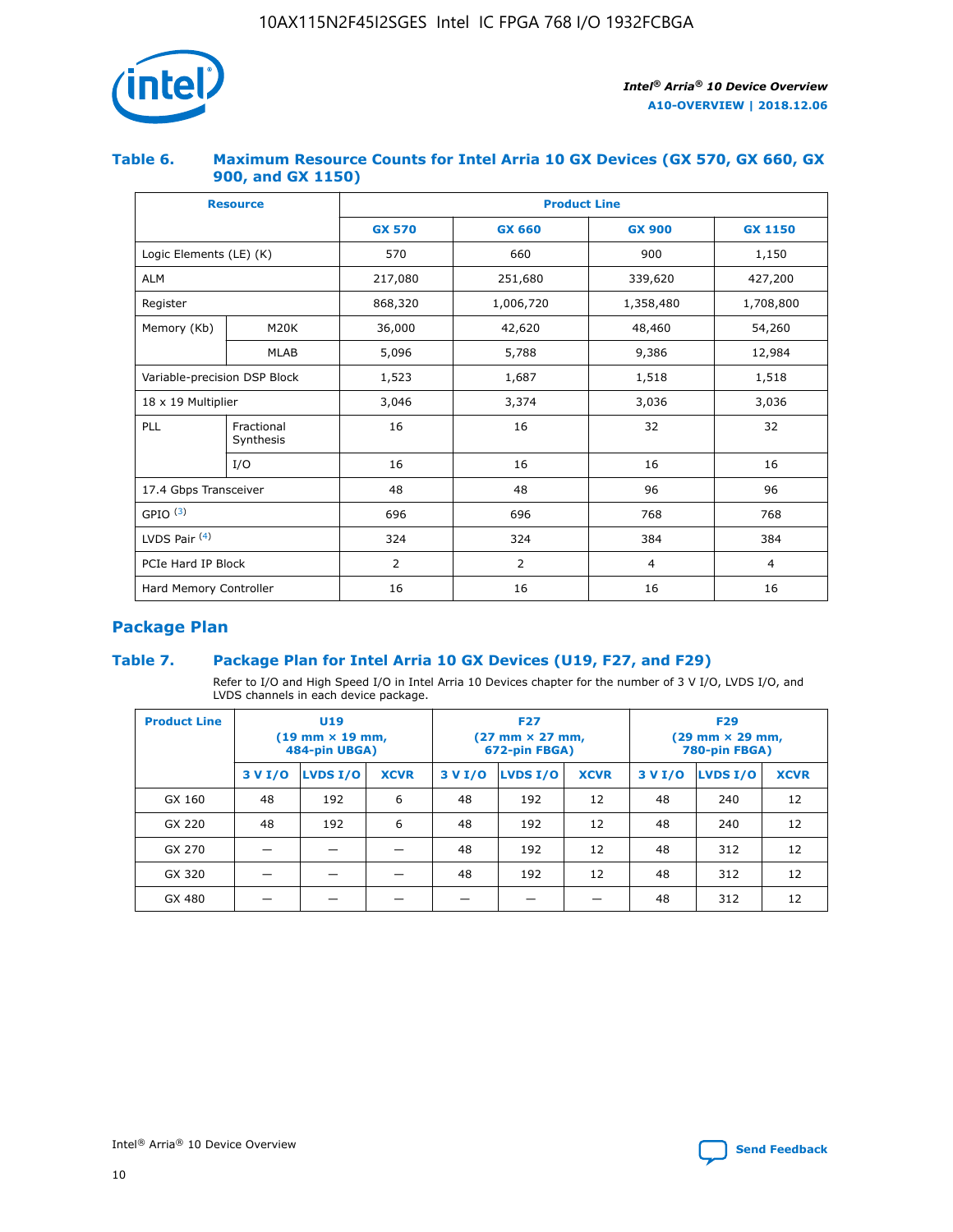## Table 6. Maximum Resource Counts for Intel Arria 10 GX Devices (GX 570, GX 660, GX 900, and GX 1150)

| Resource | | Product Line | | | |
|---|---|---|---|---|---|
| | | GX 570 | GX 660 | GX 900 | GX 1150 |
| Logic Elements (LE) (K) | | 570 | 660 | 900 | 1,150 |
| ALM | | 217,080 | 251,680 | 339,620 | 427,200 |
| Register | | 868,320 | 1,006,720 | 1,358,480 | 1,708,800 |
| Memory (Kb) | M20K | 36,000 | 42,620 | 48,460 | 54,260 |
| | MLAB | 5,096 | 5,788 | 9,386 | 12,984 |
| Variable-precision DSP Block | | 1,523 | 1,687 | 1,518 | 1,518 |
| 18 x 19 Multiplier | | 3,046 | 3,374 | 3,036 | 3,036 |
| PLL | Fractional Synthesis | 16 | 16 | 32 | 32 |
| | I/O | 16 | 16 | 16 | 16 |
| 17.4 Gbps Transceiver | | 48 | 48 | 96 | 96 |
| GPIO [(3)] | | 696 | 696 | 768 | 768 |
| LVDS Pair [(4)] | | 324 | 324 | 384 | 384 |
| PCIe Hard IP Block | | 2 | 2 | 4 | 4 |
| Hard Memory Controller | | 16 | 16 | 16 | 16 |

## Package Plan

### Table 7. Package Plan for Intel Arria 10 GX Devices (U19, F27, and F29)

Refer to I/O and High Speed I/O in Intel Arria 10 Devices chapter for the number of 3 V I/O, LVDS I/O, and LVDS channels in each device package.

| Product Line | U19 (19 mm × 19 mm, 484-pin UBGA) | | | F27 (27 mm × 27 mm, 672-pin FBGA) | | | F29 (29 mm × 29 mm, 780-pin FBGA) | | |
|---|---|---|---|---|---|---|---|---|---|
| | 3 V I/O | LVDS I/O | XCVR | 3 V I/O | LVDS I/O | XCVR | 3 V I/O | LVDS I/O | XCVR |
| GX 160 | 48 | 192 | 6 | 48 | 192 | 12 | 48 | 240 | 12 |
| GX 220 | 48 | 192 | 6 | 48 | 192 | 12 | 48 | 240 | 12 |
| GX 270 | — | — | — | 48 | 192 | 12 | 48 | 312 | 12 |
| GX 320 | — | — | — | 48 | 192 | 12 | 48 | 312 | 12 |
| GX 480 | — | — | — | — | — | — | 48 | 312 | 12 |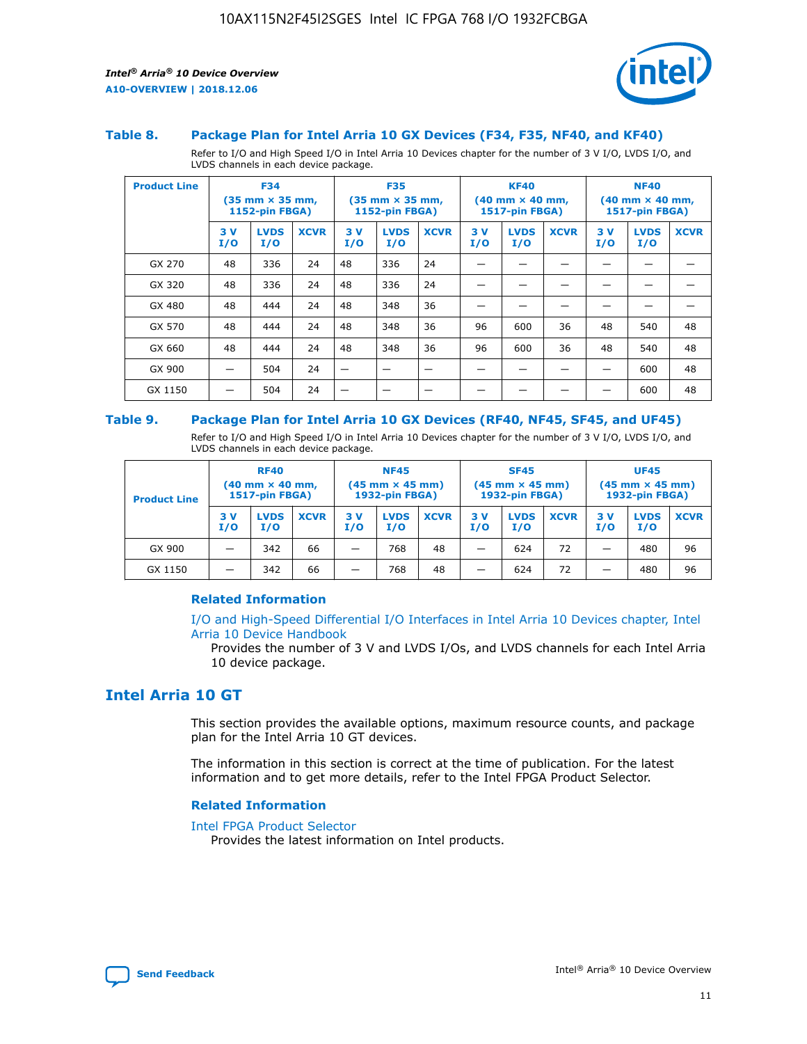### Table 8. Package Plan for Intel Arria 10 GX Devices (F34, F35, NF40, and KF40)

Refer to I/O and High Speed I/O in Intel Arria 10 Devices chapter for the number of 3 V I/O, LVDS I/O, and LVDS channels in each device package.

| Product Line | F34 (35 mm × 35 mm, 1152-pin FBGA) | | | F35 (35 mm × 35 mm, 1152-pin FBGA) | | | KF40 (40 mm × 40 mm, 1517-pin FBGA) | | | NF40 (40 mm × 40 mm, 1517-pin FBGA) | | |
|---|---|---|---|---|---|---|---|---|---|---|---|---|
| | 3 V I/O | LVDS I/O | XCVR | 3 V I/O | LVDS I/O | XCVR | 3 V I/O | LVDS I/O | XCVR | 3 V I/O | LVDS I/O | XCVR |
| GX 270 | 48 | 336 | 24 | 48 | 336 | 24 | — | — | — | — | — | — |
| GX 320 | 48 | 336 | 24 | 48 | 336 | 24 | — | — | — | — | — | — |
| GX 480 | 48 | 444 | 24 | 48 | 348 | 36 | — | — | — | — | — | — |
| GX 570 | 48 | 444 | 24 | 48 | 348 | 36 | 96 | 600 | 36 | 48 | 540 | 48 |
| GX 660 | 48 | 444 | 24 | 48 | 348 | 36 | 96 | 600 | 36 | 48 | 540 | 48 |
| GX 900 | — | 504 | 24 | — | — | — | — | — | — | — | 600 | 48 |
| GX 1150 | — | 504 | 24 | — | — | — | — | — | — | — | 600 | 48 |

### Table 9. Package Plan for Intel Arria 10 GX Devices (RF40, NF45, SF45, and UF45)

Refer to I/O and High Speed I/O in Intel Arria 10 Devices chapter for the number of 3 V I/O, LVDS I/O, and LVDS channels in each device package.

| Product Line | RF40 (40 mm × 40 mm, 1517-pin FBGA) | | | NF45 (45 mm × 45 mm) 1932-pin FBGA) | | | SF45 (45 mm × 45 mm) 1932-pin FBGA) | | | UF45 (45 mm × 45 mm) 1932-pin FBGA) | | |
|---|---|---|---|---|---|---|---|---|---|---|---|---|
| | 3 V I/O | LVDS I/O | XCVR | 3 V I/O | LVDS I/O | XCVR | 3 V I/O | LVDS I/O | XCVR | 3 V I/O | LVDS I/O | XCVR |
| GX 900 | — | 342 | 66 | — | 768 | 48 | — | 624 | 72 | — | 480 | 96 |
| GX 1150 | — | 342 | 66 | — | 768 | 48 | — | 624 | 72 | — | 480 | 96 |

#### Related Information

I/O and High-Speed Differential I/O Interfaces in Intel Arria 10 Devices chapter, Intel Arria 10 Device Handbook

Provides the number of 3 V and LVDS I/Os, and LVDS channels for each Intel Arria 10 device package.

## Intel Arria 10 GT

This section provides the available options, maximum resource counts, and package plan for the Intel Arria 10 GT devices.

The information in this section is correct at the time of publication. For the latest information and to get more details, refer to the Intel FPGA Product Selector.

#### Related Information

Intel FPGA Product Selector

Provides the latest information on Intel products.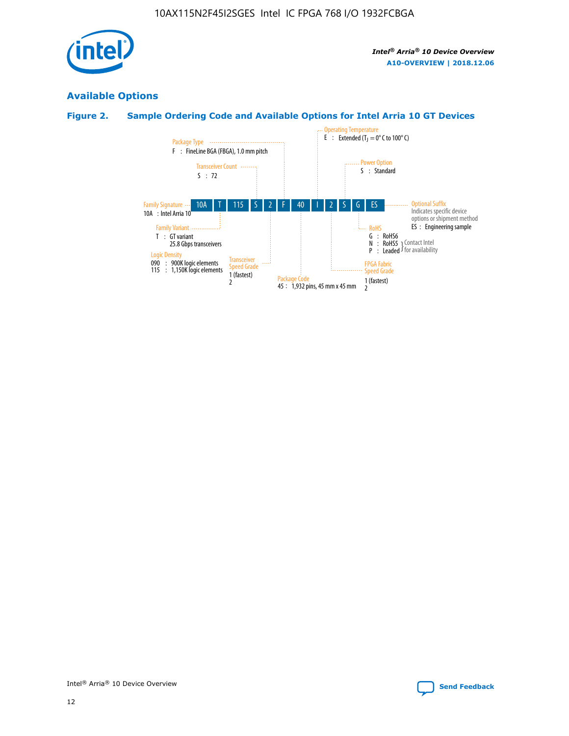## Available Options

### Figure 2. Sample Ordering Code and Available Options for Intel Arria 10 GT Devices

| 10A | T | 115 | S | 2 | F | 40 | I | 2 | S | G | ES |
|---|---|---|---|---|---|---|---|---|---|---|---|

**Family Signature**
10A : Intel Arria 10

**Family Variant**
T : GT variant
25.8 Gbps transceivers

**Logic Density**
090 : 900K logic elements
115 : 1,150K logic elements

**Transceiver Count**
S : 72

**Transceiver Speed Grade**
1 (fastest)
2

**Package Type**
F : FineLine BGA (FBGA), 1.0 mm pitch

**Package Code**
45 : 1,932 pins, 45 mm x 45 mm

**Operating Temperature**
E : Extended ($T_J$ = 0° C to 100° C)

**FPGA Fabric Speed Grade**
1 (fastest)
2

**Power Option**
S : Standard

**RoHS**
G : RoHS6
N : RoHS5 } Contact Intel for availability
P : Leaded } Contact Intel for availability

**Optional Suffix**
Indicates specific device options or shipment method
ES : Engineering sample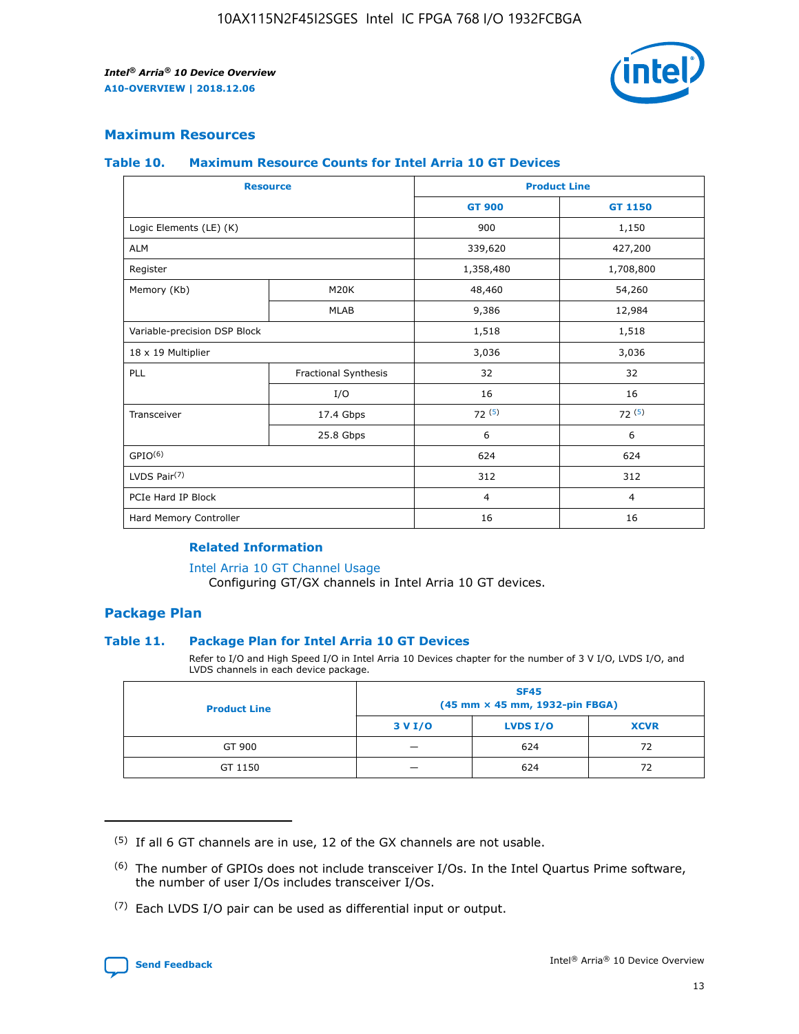## Maximum Resources

### Table 10. Maximum Resource Counts for Intel Arria 10 GT Devices

| Resource | | Product Line | |
|---|---|---|---|
| | | GT 900 | GT 1150 |
| Logic Elements (LE) (K) | | 900 | 1,150 |
| ALM | | 339,620 | 427,200 |
| Register | | 1,358,480 | 1,708,800 |
| Memory (Kb) | M20K | 48,460 | 54,260 |
| | MLAB | 9,386 | 12,984 |
| Variable-precision DSP Block | | 1,518 | 1,518 |
| 18 x 19 Multiplier | | 3,036 | 3,036 |
| PLL | Fractional Synthesis | 32 | 32 |
| | I/O | 16 | 16 |
| Transceiver | 17.4 Gbps | 72 (5) | 72 (5) |
| | 25.8 Gbps | 6 | 6 |
| GPIO(6) | | 624 | 624 |
| LVDS Pair(7) | | 312 | 312 |
| PCIe Hard IP Block | | 4 | 4 |
| Hard Memory Controller | | 16 | 16 |

#### Related Information

Intel Arria 10 GT Channel Usage
Configuring GT/GX channels in Intel Arria 10 GT devices.

## Package Plan

### Table 11. Package Plan for Intel Arria 10 GT Devices

Refer to I/O and High Speed I/O in Intel Arria 10 Devices chapter for the number of 3 V I/O, LVDS I/O, and LVDS channels in each device package.

| Product Line | SF45 (45 mm × 45 mm, 1932-pin FBGA) | | |
|---|---|---|---|
| | 3 V I/O | LVDS I/O | XCVR |
| GT 900 | — | 624 | 72 |
| GT 1150 | — | 624 | 72 |

(5) If all 6 GT channels are in use, 12 of the GX channels are not usable.

(6) The number of GPIOs does not include transceiver I/Os. In the Intel Quartus Prime software, the number of user I/Os includes transceiver I/Os.

(7) Each LVDS I/O pair can be used as differential input or output.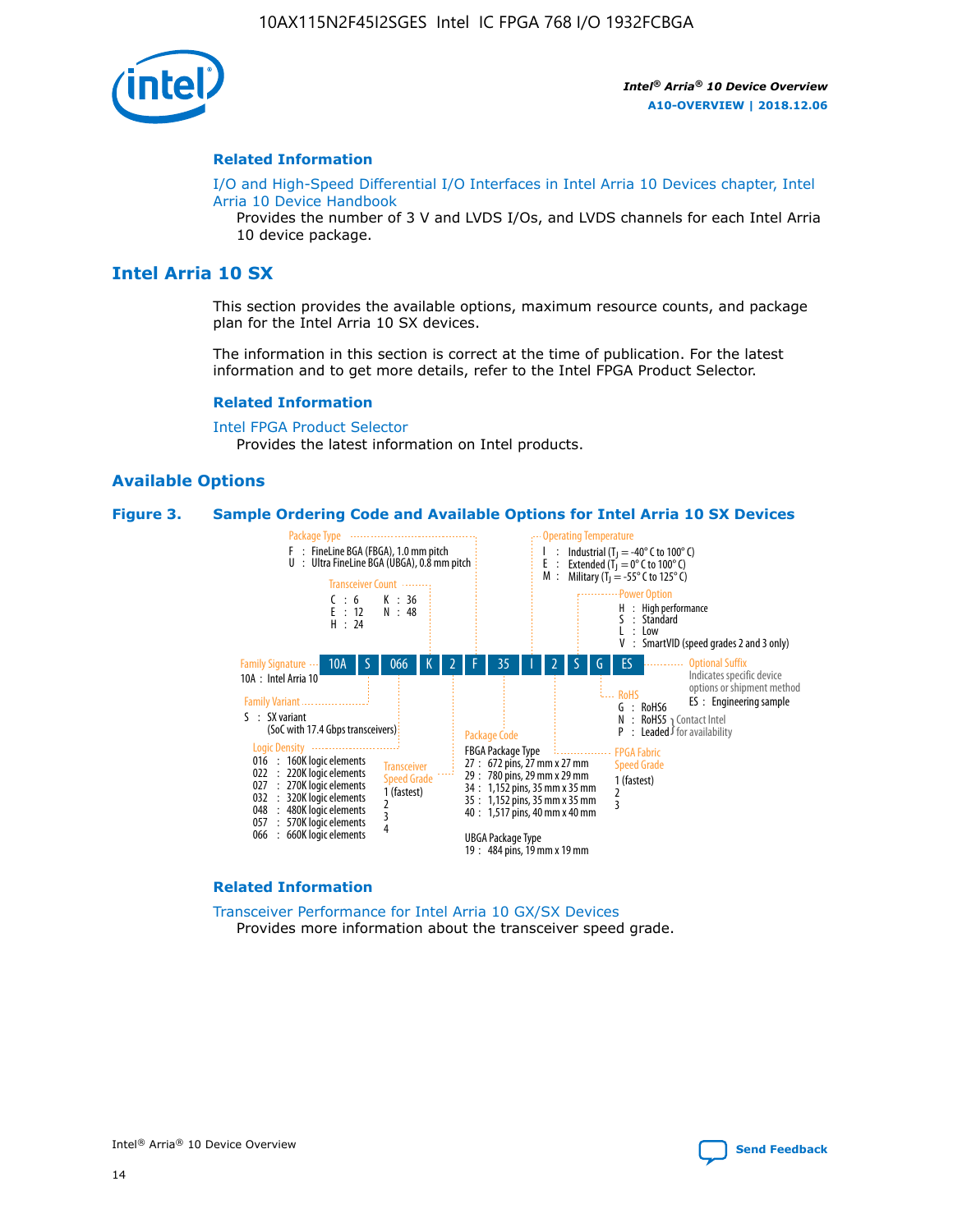**Related Information**

I/O and High-Speed Differential I/O Interfaces in Intel Arria 10 Devices chapter, Intel Arria 10 Device Handbook

Provides the number of 3 V and LVDS I/Os, and LVDS channels for each Intel Arria 10 device package.

## Intel Arria 10 SX

This section provides the available options, maximum resource counts, and package plan for the Intel Arria 10 SX devices.

The information in this section is correct at the time of publication. For the latest information and to get more details, refer to the Intel FPGA Product Selector.

**Related Information**

Intel FPGA Product Selector

Provides the latest information on Intel products.

### Available Options

**Figure 3. Sample Ordering Code and Available Options for Intel Arria 10 SX Devices**

Sample ordering code: 10A S 066 K 2 F 35 I 2 S G ES

- **Family Signature**
  - 10A : Intel Arria 10
- **Family Variant**
  - S : SX variant (SoC with 17.4 Gbps transceivers)
- **Logic Density**
  - 016 : 160K logic elements
  - 022 : 220K logic elements
  - 027 : 270K logic elements
  - 032 : 320K logic elements
  - 048 : 480K logic elements
  - 057 : 570K logic elements
  - 066 : 660K logic elements
- **Transceiver Count**
  - C : 6
  - E : 12
  - H : 24
  - K : 36
  - N : 48
- **Transceiver Speed Grade**
  - 1 (fastest)
  - 2
  - 3
  - 4
- **Package Type**
  - F : FineLine BGA (FBGA), 1.0 mm pitch
  - U : Ultra FineLine BGA (UBGA), 0.8 mm pitch
- **Package Code**
  - FBGA Package Type
    - 27 : 672 pins, 27 mm x 27 mm
    - 29 : 780 pins, 29 mm x 29 mm
    - 34 : 1,152 pins, 35 mm x 35 mm
    - 35 : 1,152 pins, 35 mm x 35 mm
    - 40 : 1,517 pins, 40 mm x 40 mm
  - UBGA Package Type
    - 19 : 484 pins, 19 mm x 19 mm
- **Operating Temperature**
  - I : Industrial ($T_J$ = -40° C to 100° C)
  - E : Extended ($T_J$ = 0° C to 100° C)
  - M : Military ($T_J$ = -55° C to 125° C)
- **FPGA Fabric Speed Grade**
  - 1 (fastest)
  - 2
  - 3
- **Power Option**
  - H : High performance
  - S : Standard
  - L : Low
  - V : SmartVID (speed grades 2 and 3 only)
- **RoHS**
  - G : RoHS6
  - N : RoHS5 } Contact Intel for availability
  - P : Leaded } Contact Intel for availability
- **Optional Suffix**
  - Indicates specific device options or shipment method
  - ES : Engineering sample

**Related Information**

Transceiver Performance for Intel Arria 10 GX/SX Devices

Provides more information about the transceiver speed grade.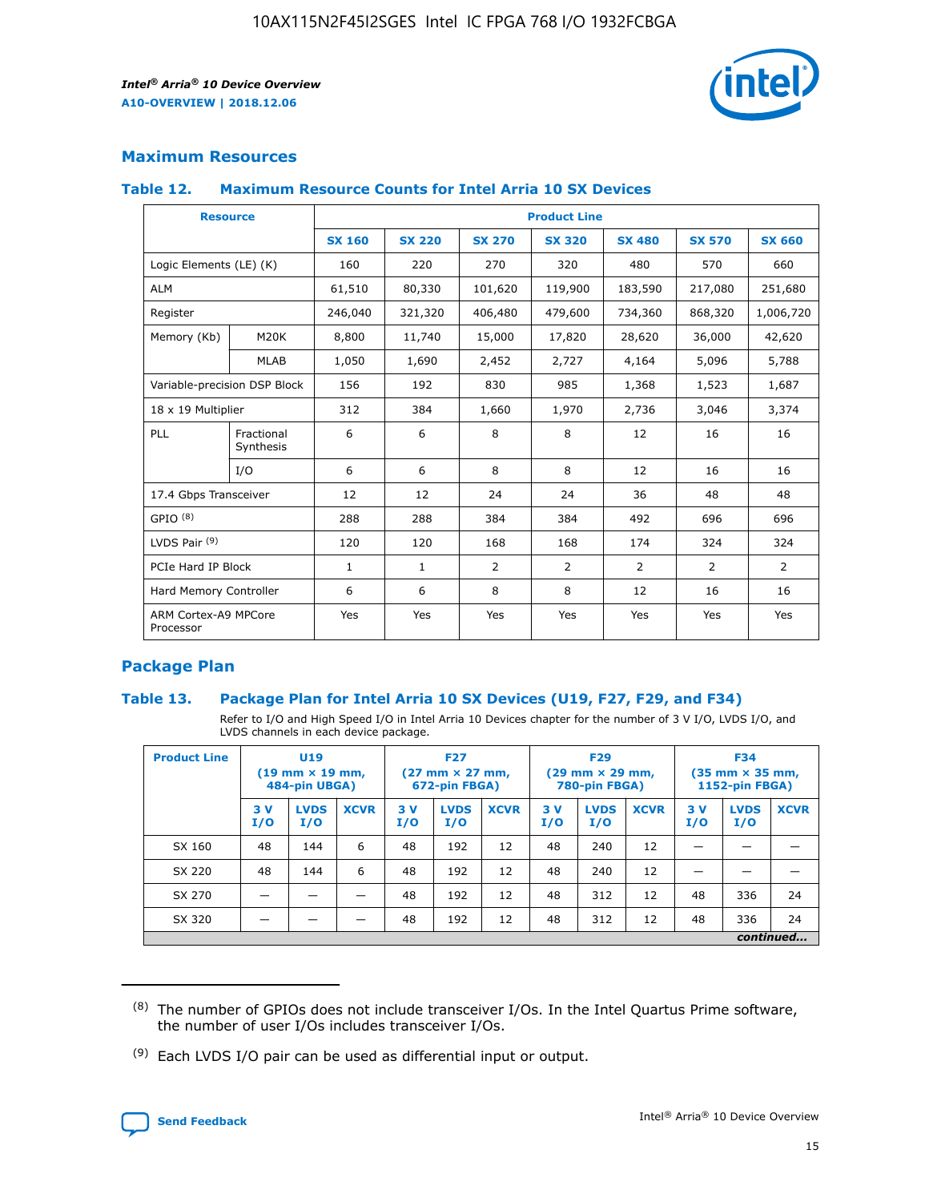## Maximum Resources

### Table 12. Maximum Resource Counts for Intel Arria 10 SX Devices

| Resource | | Product Line | | | | | | |
|---|---|---|---|---|---|---|---|---|
| | | SX 160 | SX 220 | SX 270 | SX 320 | SX 480 | SX 570 | SX 660 |
| Logic Elements (LE) (K) | | 160 | 220 | 270 | 320 | 480 | 570 | 660 |
| ALM | | 61,510 | 80,330 | 101,620 | 119,900 | 183,590 | 217,080 | 251,680 |
| Register | | 246,040 | 321,320 | 406,480 | 479,600 | 734,360 | 868,320 | 1,006,720 |
| Memory (Kb) | M20K | 8,800 | 11,740 | 15,000 | 17,820 | 28,620 | 36,000 | 42,620 |
| | MLAB | 1,050 | 1,690 | 2,452 | 2,727 | 4,164 | 5,096 | 5,788 |
| Variable-precision DSP Block | | 156 | 192 | 830 | 985 | 1,368 | 1,523 | 1,687 |
| 18 x 19 Multiplier | | 312 | 384 | 1,660 | 1,970 | 2,736 | 3,046 | 3,374 |
| PLL | Fractional Synthesis | 6 | 6 | 8 | 8 | 12 | 16 | 16 |
| | I/O | 6 | 6 | 8 | 8 | 12 | 16 | 16 |
| 17.4 Gbps Transceiver | | 12 | 12 | 24 | 24 | 36 | 48 | 48 |
| GPIO [8] | | 288 | 288 | 384 | 384 | 492 | 696 | 696 |
| LVDS Pair [9] | | 120 | 120 | 168 | 168 | 174 | 324 | 324 |
| PCIe Hard IP Block | | 1 | 1 | 2 | 2 | 2 | 2 | 2 |
| Hard Memory Controller | | 6 | 6 | 8 | 8 | 12 | 16 | 16 |
| ARM Cortex-A9 MPCore Processor | | Yes | Yes | Yes | Yes | Yes | Yes | Yes |

## Package Plan

### Table 13. Package Plan for Intel Arria 10 SX Devices (U19, F27, F29, and F34)

Refer to I/O and High Speed I/O in Intel Arria 10 Devices chapter for the number of 3 V I/O, LVDS I/O, and LVDS channels in each device package.

| Product Line | U19 (19 mm × 19 mm, 484-pin UBGA) | | | F27 (27 mm × 27 mm, 672-pin FBGA) | | | F29 (29 mm × 29 mm, 780-pin FBGA) | | | F34 (35 mm × 35 mm, 1152-pin FBGA) | | |
|---|---|---|---|---|---|---|---|---|---|---|---|---|
| | 3 V I/O | LVDS I/O | XCVR | 3 V I/O | LVDS I/O | XCVR | 3 V I/O | LVDS I/O | XCVR | 3 V I/O | LVDS I/O | XCVR |
| SX 160 | 48 | 144 | 6 | 48 | 192 | 12 | 48 | 240 | 12 | — | — | — |
| SX 220 | 48 | 144 | 6 | 48 | 192 | 12 | 48 | 240 | 12 | — | — | — |
| SX 270 | — | — | — | 48 | 192 | 12 | 48 | 312 | 12 | 48 | 336 | 24 |
| SX 320 | — | — | — | 48 | 192 | 12 | 48 | 312 | 12 | 48 | 336 | 24 |

*continued...*

(8) The number of GPIOs does not include transceiver I/Os. In the Intel Quartus Prime software, the number of user I/Os includes transceiver I/Os.

(9) Each LVDS I/O pair can be used as differential input or output.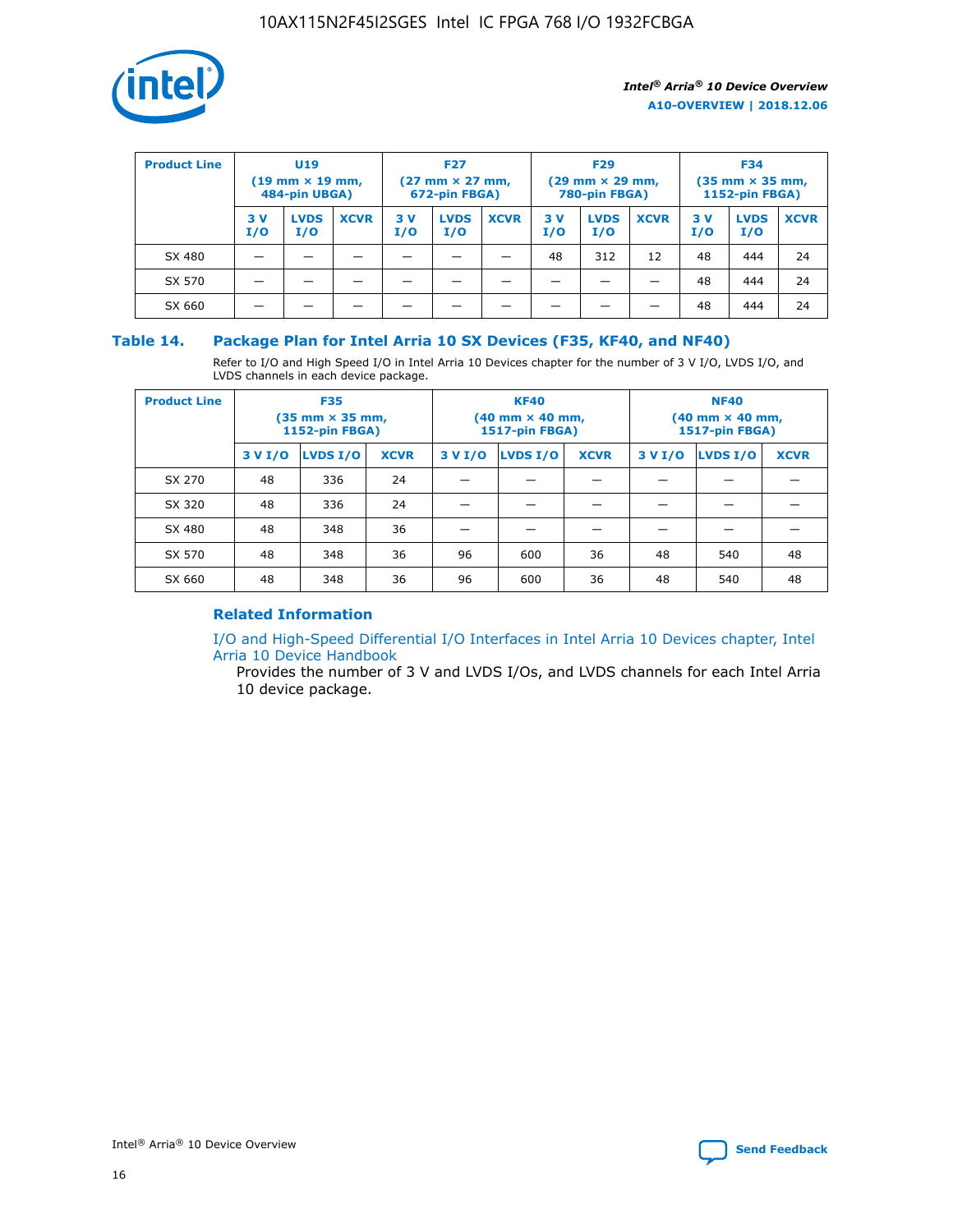| Product Line | U19 (19 mm × 19 mm, 484-pin UBGA) | | | F27 (27 mm × 27 mm, 672-pin FBGA) | | | F29 (29 mm × 29 mm, 780-pin FBGA) | | | F34 (35 mm × 35 mm, 1152-pin FBGA) | | |
|---|---|---|---|---|---|---|---|---|---|---|---|---|
| | 3 V I/O | LVDS I/O | XCVR | 3 V I/O | LVDS I/O | XCVR | 3 V I/O | LVDS I/O | XCVR | 3 V I/O | LVDS I/O | XCVR |
| SX 480 | — | — | — | — | — | — | 48 | 312 | 12 | 48 | 444 | 24 |
| SX 570 | — | — | — | — | — | — | — | — | — | 48 | 444 | 24 |
| SX 660 | — | — | — | — | — | — | — | — | — | 48 | 444 | 24 |

## Table 14. Package Plan for Intel Arria 10 SX Devices (F35, KF40, and NF40)

Refer to I/O and High Speed I/O in Intel Arria 10 Devices chapter for the number of 3 V I/O, LVDS I/O, and LVDS channels in each device package.

| Product Line | F35 (35 mm × 35 mm, 1152-pin FBGA) | | | KF40 (40 mm × 40 mm, 1517-pin FBGA) | | | NF40 (40 mm × 40 mm, 1517-pin FBGA) | | |
|---|---|---|---|---|---|---|---|---|---|
| | 3 V I/O | LVDS I/O | XCVR | 3 V I/O | LVDS I/O | XCVR | 3 V I/O | LVDS I/O | XCVR |
| SX 270 | 48 | 336 | 24 | — | — | — | — | — | — |
| SX 320 | 48 | 336 | 24 | — | — | — | — | — | — |
| SX 480 | 48 | 348 | 36 | — | — | — | — | — | — |
| SX 570 | 48 | 348 | 36 | 96 | 600 | 36 | 48 | 540 | 48 |
| SX 660 | 48 | 348 | 36 | 96 | 600 | 36 | 48 | 540 | 48 |

### Related Information

I/O and High-Speed Differential I/O Interfaces in Intel Arria 10 Devices chapter, Intel Arria 10 Device Handbook

Provides the number of 3 V and LVDS I/Os, and LVDS channels for each Intel Arria 10 device package.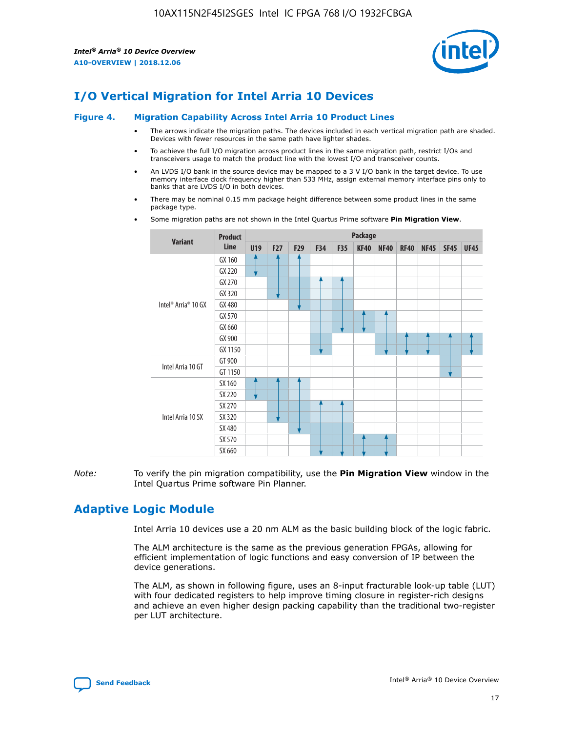# I/O Vertical Migration for Intel Arria 10 Devices

**Figure 4. Migration Capability Across Intel Arria 10 Product Lines**

- The arrows indicate the migration paths. The devices included in each vertical migration path are shaded. Devices with fewer resources in the same path have lighter shades.
- To achieve the full I/O migration across product lines in the same migration path, restrict I/Os and transceivers usage to match the product line with the lowest I/O and transceiver counts.
- An LVDS I/O bank in the source device may be mapped to a 3 V I/O bank in the target device. To use memory interface clock frequency higher than 533 MHz, assign external memory interface pins only to banks that are LVDS I/O in both devices.
- There may be nominal 0.15 mm package height difference between some product lines in the same package type.
- Some migration paths are not shown in the Intel Quartus Prime software **Pin Migration View**.

| Variant | Product Line | U19 | F27 | F29 | F34 | F35 | KF40 | NF40 | RF40 | NF45 | SF45 | UF45 |
|---|---|---|---|---|---|---|---|---|---|---|---|---|
| Intel® Arria® 10 GX | GX 160 | | | | | | | | | | | |
| | GX 220 | | | | | | | | | | | |
| | GX 270 | | | | | | | | | | | |
| | GX 320 | | | | | | | | | | | |
| | GX 480 | | | | | | | | | | | |
| | GX 570 | | | | | | | | | | | |
| | GX 660 | | | | | | | | | | | |
| | GX 900 | | | | | | | | | | | |
| | GX 1150 | | | | | | | | | | | |
| Intel Arria 10 GT | GT 900 | | | | | | | | | | | |
| | GT 1150 | | | | | | | | | | | |
| Intel Arria 10 SX | SX 160 | | | | | | | | | | | |
| | SX 220 | | | | | | | | | | | |
| | SX 270 | | | | | | | | | | | |
| | SX 320 | | | | | | | | | | | |
| | SX 480 | | | | | | | | | | | |
| | SX 570 | | | | | | | | | | | |
| | SX 660 | | | | | | | | | | | |

*Note:* To verify the pin migration compatibility, use the **Pin Migration View** window in the Intel Quartus Prime software Pin Planner.

# Adaptive Logic Module

Intel Arria 10 devices use a 20 nm ALM as the basic building block of the logic fabric.

The ALM architecture is the same as the previous generation FPGAs, allowing for efficient implementation of logic functions and easy conversion of IP between the device generations.

The ALM, as shown in following figure, uses an 8-input fracturable look-up table (LUT) with four dedicated registers to help improve timing closure in register-rich designs and achieve an even higher design packing capability than the traditional two-register per LUT architecture.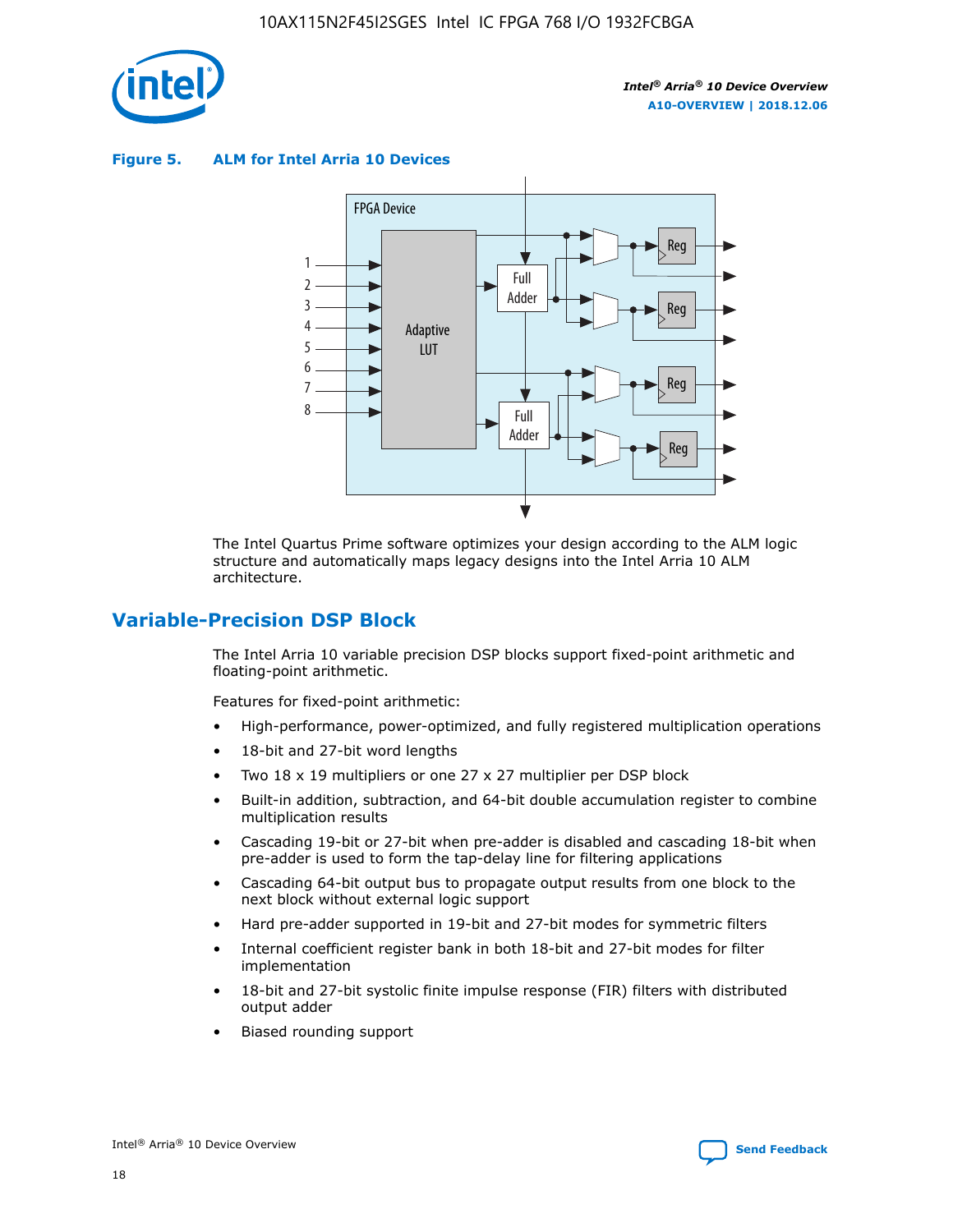**Figure 5. ALM for Intel Arria 10 Devices**

The Intel Quartus Prime software optimizes your design according to the ALM logic structure and automatically maps legacy designs into the Intel Arria 10 ALM architecture.

## Variable-Precision DSP Block

The Intel Arria 10 variable precision DSP blocks support fixed-point arithmetic and floating-point arithmetic.

Features for fixed-point arithmetic:

- High-performance, power-optimized, and fully registered multiplication operations
- 18-bit and 27-bit word lengths
- Two 18 x 19 multipliers or one 27 x 27 multiplier per DSP block
- Built-in addition, subtraction, and 64-bit double accumulation register to combine multiplication results
- Cascading 19-bit or 27-bit when pre-adder is disabled and cascading 18-bit when pre-adder is used to form the tap-delay line for filtering applications
- Cascading 64-bit output bus to propagate output results from one block to the next block without external logic support
- Hard pre-adder supported in 19-bit and 27-bit modes for symmetric filters
- Internal coefficient register bank in both 18-bit and 27-bit modes for filter implementation
- 18-bit and 27-bit systolic finite impulse response (FIR) filters with distributed output adder
- Biased rounding support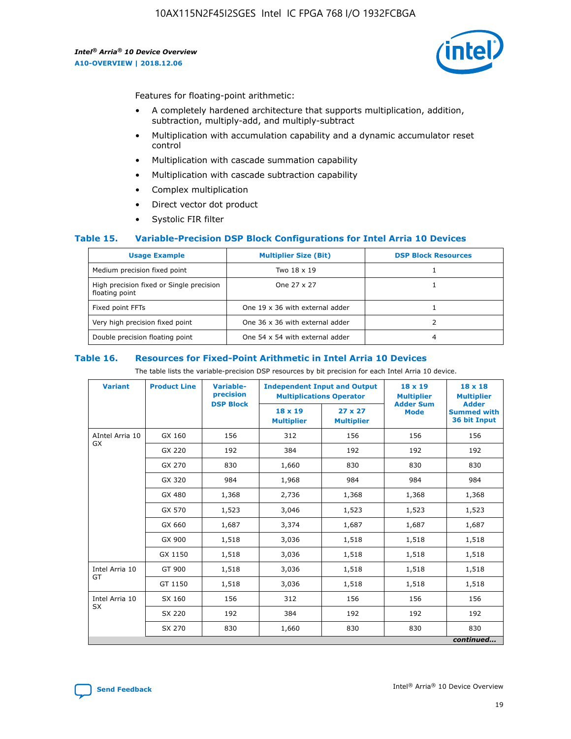Features for floating-point arithmetic:

- A completely hardened architecture that supports multiplication, addition, subtraction, multiply-add, and multiply-subtract
- Multiplication with accumulation capability and a dynamic accumulator reset control
- Multiplication with cascade summation capability
- Multiplication with cascade subtraction capability
- Complex multiplication
- Direct vector dot product
- Systolic FIR filter

### Table 15. Variable-Precision DSP Block Configurations for Intel Arria 10 Devices

| Usage Example | Multiplier Size (Bit) | DSP Block Resources |
|---|---|---|
| Medium precision fixed point | Two 18 x 19 | 1 |
| High precision fixed or Single precision floating point | One 27 x 27 | 1 |
| Fixed point FFTs | One 19 x 36 with external adder | 1 |
| Very high precision fixed point | One 36 x 36 with external adder | 2 |
| Double precision floating point | One 54 x 54 with external adder | 4 |

### Table 16. Resources for Fixed-Point Arithmetic in Intel Arria 10 Devices

The table lists the variable-precision DSP resources by bit precision for each Intel Arria 10 device.

| Variant | Product Line | Variable-precision DSP Block | Independent Input and Output Multiplications Operator | | 18 x 19 Multiplier Adder Sum Mode | 18 x 18 Multiplier Adder Summed with 36 bit Input |
|---|---|---|---|---|---|---|
| | | | 18 x 19 Multiplier | 27 x 27 Multiplier | | |
| AIntel Arria 10 GX | GX 160 | 156 | 312 | 156 | 156 | 156 |
| | GX 220 | 192 | 384 | 192 | 192 | 192 |
| | GX 270 | 830 | 1,660 | 830 | 830 | 830 |
| | GX 320 | 984 | 1,968 | 984 | 984 | 984 |
| | GX 480 | 1,368 | 2,736 | 1,368 | 1,368 | 1,368 |
| | GX 570 | 1,523 | 3,046 | 1,523 | 1,523 | 1,523 |
| | GX 660 | 1,687 | 3,374 | 1,687 | 1,687 | 1,687 |
| | GX 900 | 1,518 | 3,036 | 1,518 | 1,518 | 1,518 |
| | GX 1150 | 1,518 | 3,036 | 1,518 | 1,518 | 1,518 |
| Intel Arria 10 GT | GT 900 | 1,518 | 3,036 | 1,518 | 1,518 | 1,518 |
| | GT 1150 | 1,518 | 3,036 | 1,518 | 1,518 | 1,518 |
| Intel Arria 10 SX | SX 160 | 156 | 312 | 156 | 156 | 156 |
| | SX 220 | 192 | 384 | 192 | 192 | 192 |
| | SX 270 | 830 | 1,660 | 830 | 830 | 830 |

*continued...*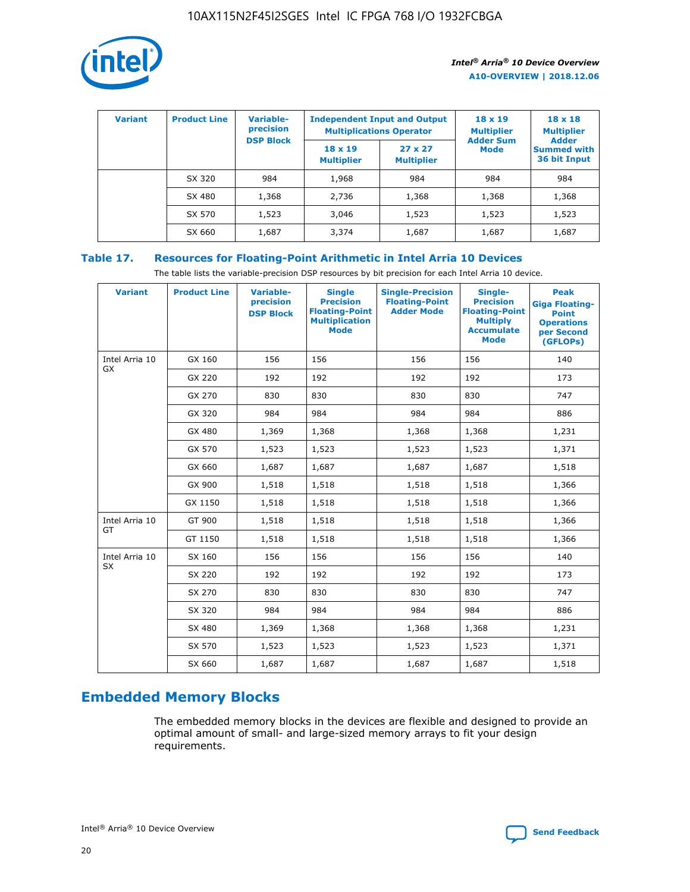| Variant | Product Line | Variable-precision DSP Block | Independent Input and Output Multiplications Operator | | 18 x 19 Multiplier Adder Sum Mode | 18 x 18 Multiplier Adder Summed with 36 bit Input |
|---|---|---|---|---|---|---|
| | | | 18 x 19 Multiplier | 27 x 27 Multiplier | | |
| | SX 320 | 984 | 1,968 | 984 | 984 | 984 |
| | SX 480 | 1,368 | 2,736 | 1,368 | 1,368 | 1,368 |
| | SX 570 | 1,523 | 3,046 | 1,523 | 1,523 | 1,523 |
| | SX 660 | 1,687 | 3,374 | 1,687 | 1,687 | 1,687 |

**Table 17. Resources for Floating-Point Arithmetic in Intel Arria 10 Devices**

The table lists the variable-precision DSP resources by bit precision for each Intel Arria 10 device.

| Variant | Product Line | Variable-precision DSP Block | Single Precision Floating-Point Multiplication Mode | Single-Precision Floating-Point Adder Mode | Single-Precision Floating-Point Multiply Accumulate Mode | Peak Giga Floating-Point Operations per Second (GFLOPs) |
|---|---|---|---|---|---|---|
| Intel Arria 10 GX | GX 160 | 156 | 156 | 156 | 156 | 140 |
| | GX 220 | 192 | 192 | 192 | 192 | 173 |
| | GX 270 | 830 | 830 | 830 | 830 | 747 |
| | GX 320 | 984 | 984 | 984 | 984 | 886 |
| | GX 480 | 1,369 | 1,368 | 1,368 | 1,368 | 1,231 |
| | GX 570 | 1,523 | 1,523 | 1,523 | 1,523 | 1,371 |
| | GX 660 | 1,687 | 1,687 | 1,687 | 1,687 | 1,518 |
| | GX 900 | 1,518 | 1,518 | 1,518 | 1,518 | 1,366 |
| | GX 1150 | 1,518 | 1,518 | 1,518 | 1,518 | 1,366 |
| Intel Arria 10 GT | GT 900 | 1,518 | 1,518 | 1,518 | 1,518 | 1,366 |
| | GT 1150 | 1,518 | 1,518 | 1,518 | 1,518 | 1,366 |
| Intel Arria 10 SX | SX 160 | 156 | 156 | 156 | 156 | 140 |
| | SX 220 | 192 | 192 | 192 | 192 | 173 |
| | SX 270 | 830 | 830 | 830 | 830 | 747 |
| | SX 320 | 984 | 984 | 984 | 984 | 886 |
| | SX 480 | 1,369 | 1,368 | 1,368 | 1,368 | 1,231 |
| | SX 570 | 1,523 | 1,523 | 1,523 | 1,523 | 1,371 |
| | SX 660 | 1,687 | 1,687 | 1,687 | 1,687 | 1,518 |

## Embedded Memory Blocks

The embedded memory blocks in the devices are flexible and designed to provide an optimal amount of small- and large-sized memory arrays to fit your design requirements.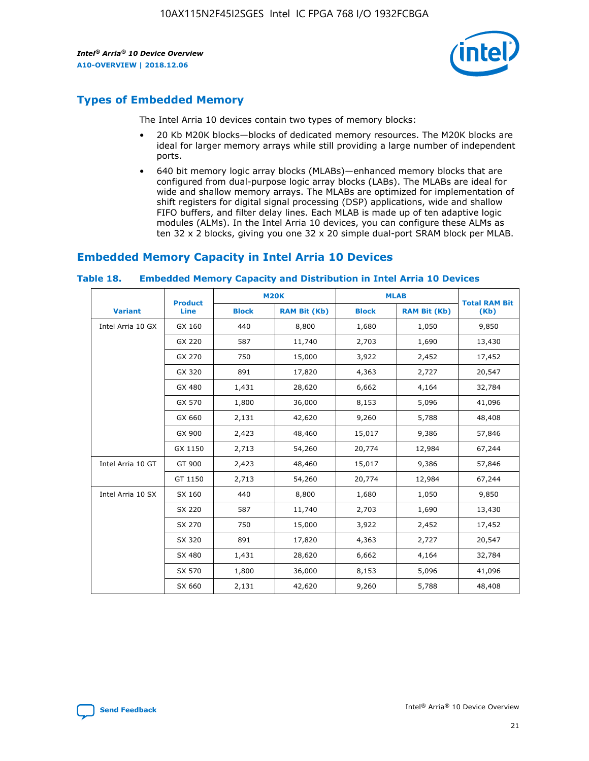## Types of Embedded Memory

The Intel Arria 10 devices contain two types of memory blocks:

- 20 Kb M20K blocks—blocks of dedicated memory resources. The M20K blocks are ideal for larger memory arrays while still providing a large number of independent ports.
- 640 bit memory logic array blocks (MLABs)—enhanced memory blocks that are configured from dual-purpose logic array blocks (LABs). The MLABs are ideal for wide and shallow memory arrays. The MLABs are optimized for implementation of shift registers for digital signal processing (DSP) applications, wide and shallow FIFO buffers, and filter delay lines. Each MLAB is made up of ten adaptive logic modules (ALMs). In the Intel Arria 10 devices, you can configure these ALMs as ten 32 x 2 blocks, giving you one 32 x 20 simple dual-port SRAM block per MLAB.

## Embedded Memory Capacity in Intel Arria 10 Devices

**Table 18. Embedded Memory Capacity and Distribution in Intel Arria 10 Devices**

| Variant | Product Line | M20K | | MLAB | | Total RAM Bit (Kb) |
|---|---|---|---|---|---|---|
| | | Block | RAM Bit (Kb) | Block | RAM Bit (Kb) | |
| Intel Arria 10 GX | GX 160 | 440 | 8,800 | 1,680 | 1,050 | 9,850 |
| | GX 220 | 587 | 11,740 | 2,703 | 1,690 | 13,430 |
| | GX 270 | 750 | 15,000 | 3,922 | 2,452 | 17,452 |
| | GX 320 | 891 | 17,820 | 4,363 | 2,727 | 20,547 |
| | GX 480 | 1,431 | 28,620 | 6,662 | 4,164 | 32,784 |
| | GX 570 | 1,800 | 36,000 | 8,153 | 5,096 | 41,096 |
| | GX 660 | 2,131 | 42,620 | 9,260 | 5,788 | 48,408 |
| | GX 900 | 2,423 | 48,460 | 15,017 | 9,386 | 57,846 |
| | GX 1150 | 2,713 | 54,260 | 20,774 | 12,984 | 67,244 |
| Intel Arria 10 GT | GT 900 | 2,423 | 48,460 | 15,017 | 9,386 | 57,846 |
| | GT 1150 | 2,713 | 54,260 | 20,774 | 12,984 | 67,244 |
| Intel Arria 10 SX | SX 160 | 440 | 8,800 | 1,680 | 1,050 | 9,850 |
| | SX 220 | 587 | 11,740 | 2,703 | 1,690 | 13,430 |
| | SX 270 | 750 | 15,000 | 3,922 | 2,452 | 17,452 |
| | SX 320 | 891 | 17,820 | 4,363 | 2,727 | 20,547 |
| | SX 480 | 1,431 | 28,620 | 6,662 | 4,164 | 32,784 |
| | SX 570 | 1,800 | 36,000 | 8,153 | 5,096 | 41,096 |
| | SX 660 | 2,131 | 42,620 | 9,260 | 5,788 | 48,408 |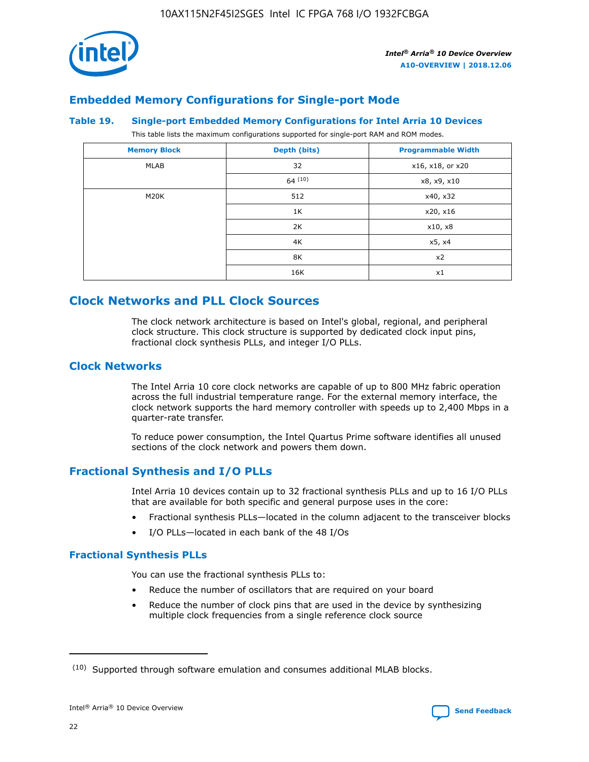## Embedded Memory Configurations for Single-port Mode

### Table 19. Single-port Embedded Memory Configurations for Intel Arria 10 Devices

This table lists the maximum configurations supported for single-port RAM and ROM modes.

| Memory Block | Depth (bits) | Programmable Width |
| --- | --- | --- |
| MLAB | 32 | x16, x18, or x20 |
| | 64 (10) | x8, x9, x10 |
| M20K | 512 | x40, x32 |
| | 1K | x20, x16 |
| | 2K | x10, x8 |
| | 4K | x5, x4 |
| | 8K | x2 |
| | 16K | x1 |

# Clock Networks and PLL Clock Sources

The clock network architecture is based on Intel's global, regional, and peripheral clock structure. This clock structure is supported by dedicated clock input pins, fractional clock synthesis PLLs, and integer I/O PLLs.

## Clock Networks

The Intel Arria 10 core clock networks are capable of up to 800 MHz fabric operation across the full industrial temperature range. For the external memory interface, the clock network supports the hard memory controller with speeds up to 2,400 Mbps in a quarter-rate transfer.

To reduce power consumption, the Intel Quartus Prime software identifies all unused sections of the clock network and powers them down.

## Fractional Synthesis and I/O PLLs

Intel Arria 10 devices contain up to 32 fractional synthesis PLLs and up to 16 I/O PLLs that are available for both specific and general purpose uses in the core:

- Fractional synthesis PLLs—located in the column adjacent to the transceiver blocks
- I/O PLLs—located in each bank of the 48 I/Os

### Fractional Synthesis PLLs

You can use the fractional synthesis PLLs to:

- Reduce the number of oscillators that are required on your board
- Reduce the number of clock pins that are used in the device by synthesizing multiple clock frequencies from a single reference clock source

(10) Supported through software emulation and consumes additional MLAB blocks.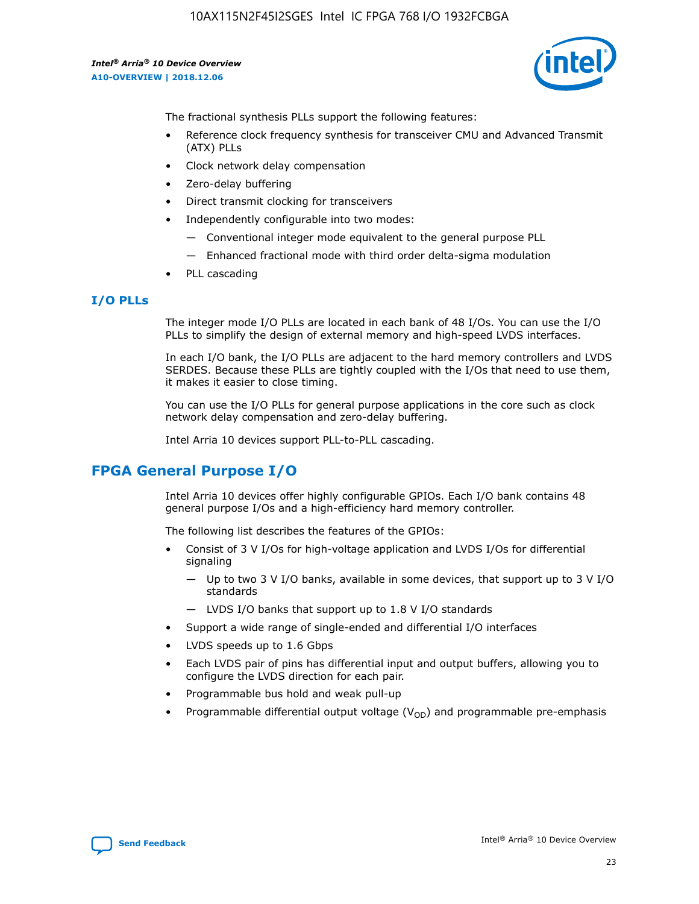The fractional synthesis PLLs support the following features:

- Reference clock frequency synthesis for transceiver CMU and Advanced Transmit (ATX) PLLs
- Clock network delay compensation
- Zero-delay buffering
- Direct transmit clocking for transceivers
- Independently configurable into two modes:
  - Conventional integer mode equivalent to the general purpose PLL
  - Enhanced fractional mode with third order delta-sigma modulation
- PLL cascading

### I/O PLLs

The integer mode I/O PLLs are located in each bank of 48 I/Os. You can use the I/O PLLs to simplify the design of external memory and high-speed LVDS interfaces.

In each I/O bank, the I/O PLLs are adjacent to the hard memory controllers and LVDS SERDES. Because these PLLs are tightly coupled with the I/Os that need to use them, it makes it easier to close timing.

You can use the I/O PLLs for general purpose applications in the core such as clock network delay compensation and zero-delay buffering.

Intel Arria 10 devices support PLL-to-PLL cascading.

## FPGA General Purpose I/O

Intel Arria 10 devices offer highly configurable GPIOs. Each I/O bank contains 48 general purpose I/Os and a high-efficiency hard memory controller.

The following list describes the features of the GPIOs:

- Consist of 3 V I/Os for high-voltage application and LVDS I/Os for differential signaling
  - Up to two 3 V I/O banks, available in some devices, that support up to 3 V I/O standards
  - LVDS I/O banks that support up to 1.8 V I/O standards
- Support a wide range of single-ended and differential I/O interfaces
- LVDS speeds up to 1.6 Gbps
- Each LVDS pair of pins has differential input and output buffers, allowing you to configure the LVDS direction for each pair.
- Programmable bus hold and weak pull-up
- Programmable differential output voltage ($V_{OD}$) and programmable pre-emphasis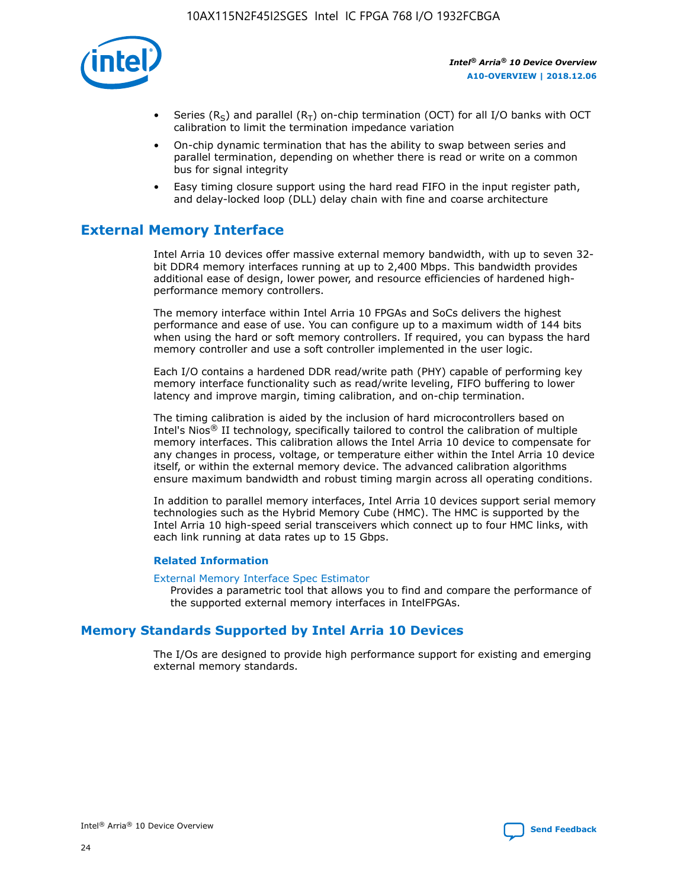- Series ($R_S$) and parallel ($R_T$) on-chip termination (OCT) for all I/O banks with OCT calibration to limit the termination impedance variation
- On-chip dynamic termination that has the ability to swap between series and parallel termination, depending on whether there is read or write on a common bus for signal integrity
- Easy timing closure support using the hard read FIFO in the input register path, and delay-locked loop (DLL) delay chain with fine and coarse architecture

## External Memory Interface

Intel Arria 10 devices offer massive external memory bandwidth, with up to seven 32-bit DDR4 memory interfaces running at up to 2,400 Mbps. This bandwidth provides additional ease of design, lower power, and resource efficiencies of hardened high-performance memory controllers.

The memory interface within Intel Arria 10 FPGAs and SoCs delivers the highest performance and ease of use. You can configure up to a maximum width of 144 bits when using the hard or soft memory controllers. If required, you can bypass the hard memory controller and use a soft controller implemented in the user logic.

Each I/O contains a hardened DDR read/write path (PHY) capable of performing key memory interface functionality such as read/write leveling, FIFO buffering to lower latency and improve margin, timing calibration, and on-chip termination.

The timing calibration is aided by the inclusion of hard microcontrollers based on Intel's Nios® II technology, specifically tailored to control the calibration of multiple memory interfaces. This calibration allows the Intel Arria 10 device to compensate for any changes in process, voltage, or temperature either within the Intel Arria 10 device itself, or within the external memory device. The advanced calibration algorithms ensure maximum bandwidth and robust timing margin across all operating conditions.

In addition to parallel memory interfaces, Intel Arria 10 devices support serial memory technologies such as the Hybrid Memory Cube (HMC). The HMC is supported by the Intel Arria 10 high-speed serial transceivers which connect up to four HMC links, with each link running at data rates up to 15 Gbps.

### Related Information

External Memory Interface Spec Estimator
Provides a parametric tool that allows you to find and compare the performance of the supported external memory interfaces in IntelFPGAs.

## Memory Standards Supported by Intel Arria 10 Devices

The I/Os are designed to provide high performance support for existing and emerging external memory standards.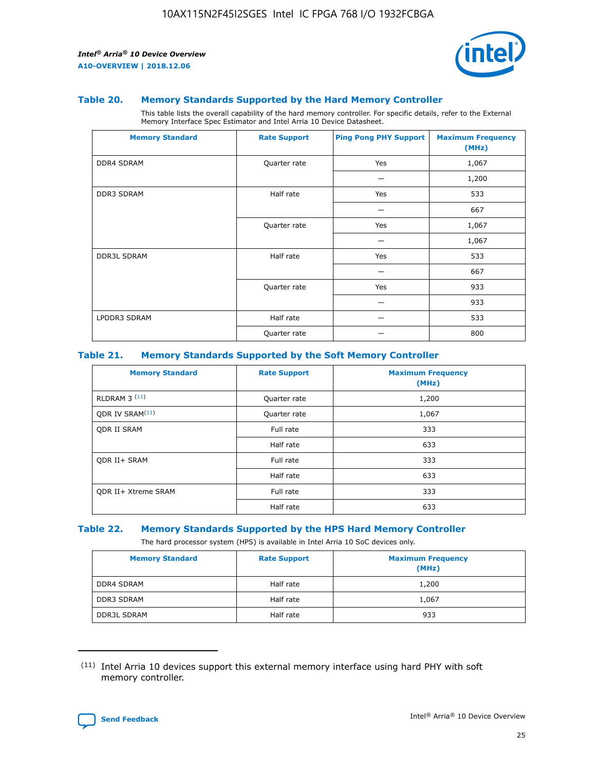### Table 20. Memory Standards Supported by the Hard Memory Controller

This table lists the overall capability of the hard memory controller. For specific details, refer to the External Memory Interface Spec Estimator and Intel Arria 10 Device Datasheet.

| Memory Standard | Rate Support | Ping Pong PHY Support | Maximum Frequency (MHz) |
|---|---|---|---|
| DDR4 SDRAM | Quarter rate | Yes | 1,067 |
| | | — | 1,200 |
| DDR3 SDRAM | Half rate | Yes | 533 |
| | | — | 667 |
| | Quarter rate | Yes | 1,067 |
| | | — | 1,067 |
| DDR3L SDRAM | Half rate | Yes | 533 |
| | | — | 667 |
| | Quarter rate | Yes | 933 |
| | | — | 933 |
| LPDDR3 SDRAM | Half rate | — | 533 |
| | Quarter rate | — | 800 |

### Table 21. Memory Standards Supported by the Soft Memory Controller

| Memory Standard | Rate Support | Maximum Frequency (MHz) |
|---|---|---|
| RLDRAM 3 [11] | Quarter rate | 1,200 |
| QDR IV SRAM[11] | Quarter rate | 1,067 |
| QDR II SRAM | Full rate | 333 |
| | Half rate | 633 |
| QDR II+ SRAM | Full rate | 333 |
| | Half rate | 633 |
| QDR II+ Xtreme SRAM | Full rate | 333 |
| | Half rate | 633 |

### Table 22. Memory Standards Supported by the HPS Hard Memory Controller

The hard processor system (HPS) is available in Intel Arria 10 SoC devices only.

| Memory Standard | Rate Support | Maximum Frequency (MHz) |
|---|---|---|
| DDR4 SDRAM | Half rate | 1,200 |
| DDR3 SDRAM | Half rate | 1,067 |
| DDR3L SDRAM | Half rate | 933 |

(11) Intel Arria 10 devices support this external memory interface using hard PHY with soft memory controller.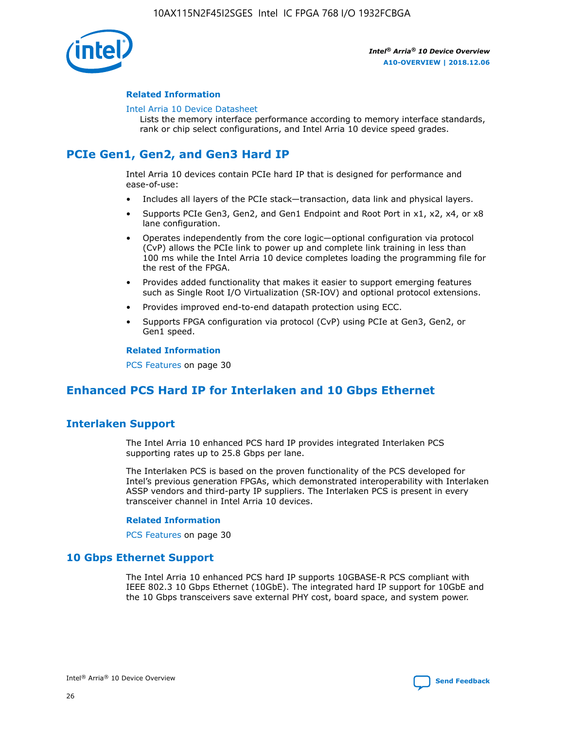#### Related Information

Intel Arria 10 Device Datasheet
Lists the memory interface performance according to memory interface standards, rank or chip select configurations, and Intel Arria 10 device speed grades.

## PCIe Gen1, Gen2, and Gen3 Hard IP

Intel Arria 10 devices contain PCIe hard IP that is designed for performance and ease-of-use:

- Includes all layers of the PCIe stack—transaction, data link and physical layers.
- Supports PCIe Gen3, Gen2, and Gen1 Endpoint and Root Port in x1, x2, x4, or x8 lane configuration.
- Operates independently from the core logic—optional configuration via protocol (CvP) allows the PCIe link to power up and complete link training in less than 100 ms while the Intel Arria 10 device completes loading the programming file for the rest of the FPGA.
- Provides added functionality that makes it easier to support emerging features such as Single Root I/O Virtualization (SR-IOV) and optional protocol extensions.
- Provides improved end-to-end datapath protection using ECC.
- Supports FPGA configuration via protocol (CvP) using PCIe at Gen3, Gen2, or Gen1 speed.

#### Related Information

PCS Features on page 30

## Enhanced PCS Hard IP for Interlaken and 10 Gbps Ethernet

### Interlaken Support

The Intel Arria 10 enhanced PCS hard IP provides integrated Interlaken PCS supporting rates up to 25.8 Gbps per lane.

The Interlaken PCS is based on the proven functionality of the PCS developed for Intel's previous generation FPGAs, which demonstrated interoperability with Interlaken ASSP vendors and third-party IP suppliers. The Interlaken PCS is present in every transceiver channel in Intel Arria 10 devices.

#### Related Information

PCS Features on page 30

### 10 Gbps Ethernet Support

The Intel Arria 10 enhanced PCS hard IP supports 10GBASE-R PCS compliant with IEEE 802.3 10 Gbps Ethernet (10GbE). The integrated hard IP support for 10GbE and the 10 Gbps transceivers save external PHY cost, board space, and system power.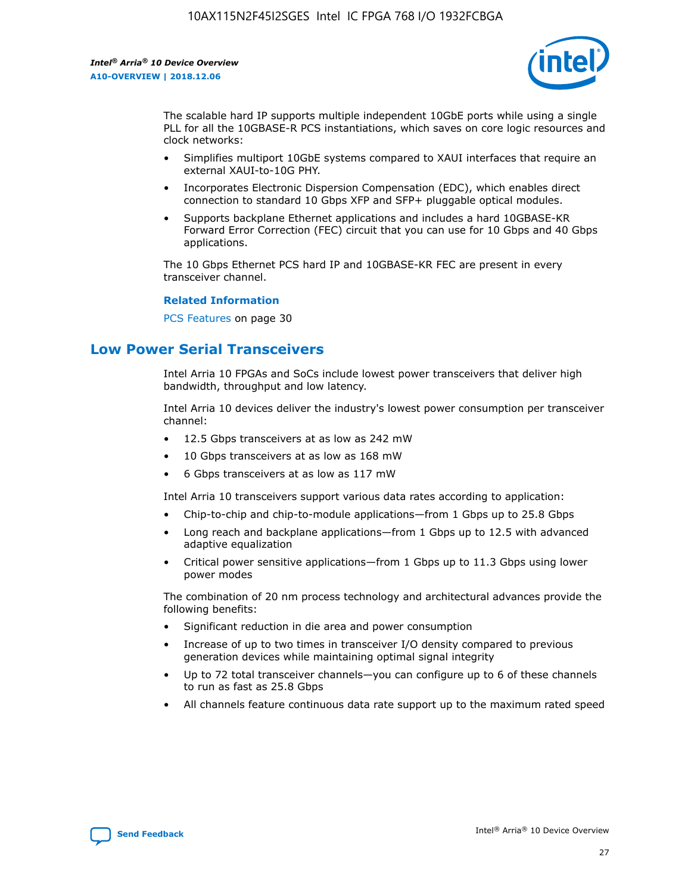The scalable hard IP supports multiple independent 10GbE ports while using a single PLL for all the 10GBASE-R PCS instantiations, which saves on core logic resources and clock networks:

- Simplifies multiport 10GbE systems compared to XAUI interfaces that require an external XAUI-to-10G PHY.
- Incorporates Electronic Dispersion Compensation (EDC), which enables direct connection to standard 10 Gbps XFP and SFP+ pluggable optical modules.
- Supports backplane Ethernet applications and includes a hard 10GBASE-KR Forward Error Correction (FEC) circuit that you can use for 10 Gbps and 40 Gbps applications.

The 10 Gbps Ethernet PCS hard IP and 10GBASE-KR FEC are present in every transceiver channel.

**Related Information**

PCS Features on page 30

## Low Power Serial Transceivers

Intel Arria 10 FPGAs and SoCs include lowest power transceivers that deliver high bandwidth, throughput and low latency.

Intel Arria 10 devices deliver the industry's lowest power consumption per transceiver channel:

- 12.5 Gbps transceivers at as low as 242 mW
- 10 Gbps transceivers at as low as 168 mW
- 6 Gbps transceivers at as low as 117 mW

Intel Arria 10 transceivers support various data rates according to application:

- Chip-to-chip and chip-to-module applications—from 1 Gbps up to 25.8 Gbps
- Long reach and backplane applications—from 1 Gbps up to 12.5 with advanced adaptive equalization
- Critical power sensitive applications—from 1 Gbps up to 11.3 Gbps using lower power modes

The combination of 20 nm process technology and architectural advances provide the following benefits:

- Significant reduction in die area and power consumption
- Increase of up to two times in transceiver I/O density compared to previous generation devices while maintaining optimal signal integrity
- Up to 72 total transceiver channels—you can configure up to 6 of these channels to run as fast as 25.8 Gbps
- All channels feature continuous data rate support up to the maximum rated speed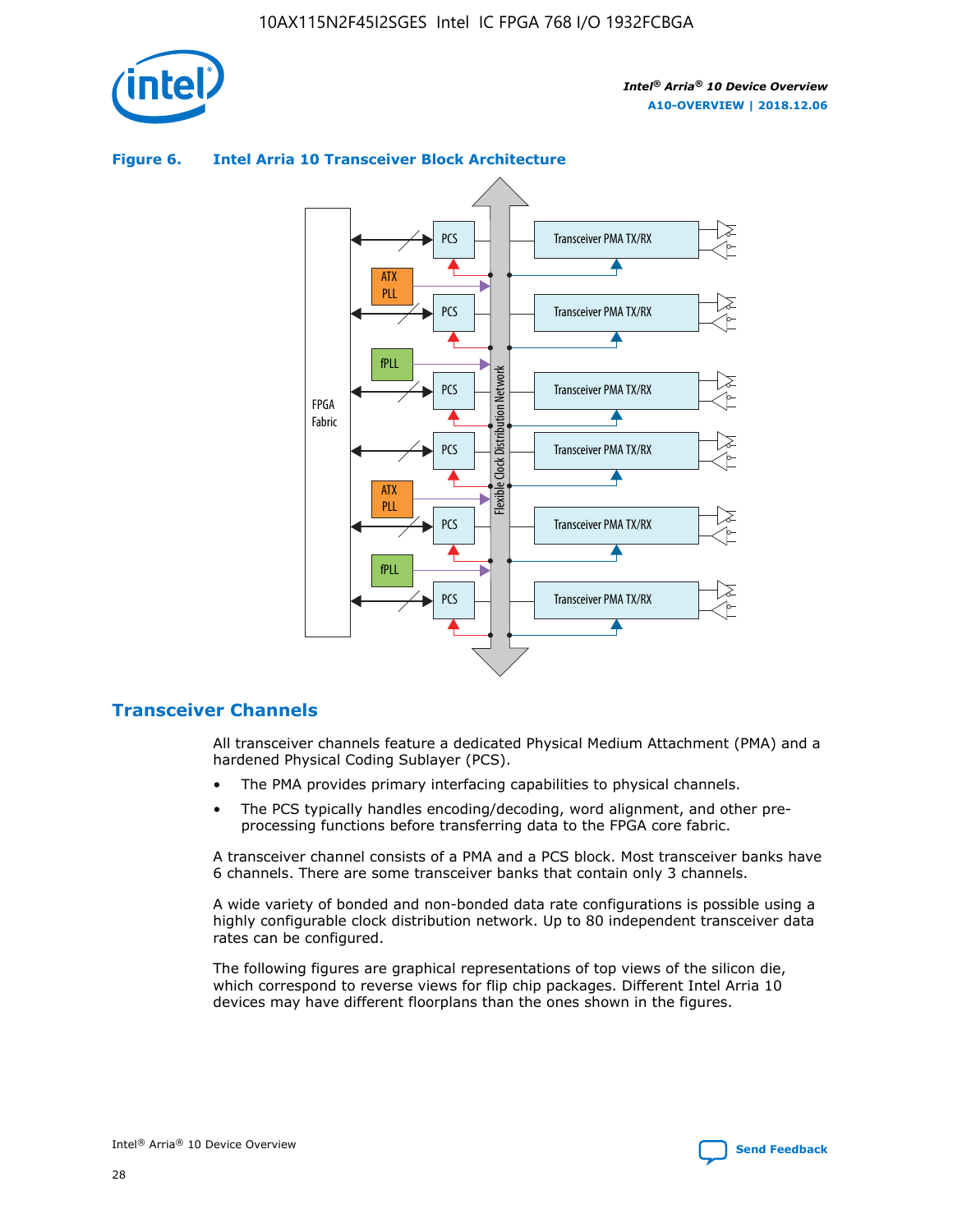**Figure 6. Intel Arria 10 Transceiver Block Architecture**

## Transceiver Channels

All transceiver channels feature a dedicated Physical Medium Attachment (PMA) and a hardened Physical Coding Sublayer (PCS).

- The PMA provides primary interfacing capabilities to physical channels.
- The PCS typically handles encoding/decoding, word alignment, and other pre-processing functions before transferring data to the FPGA core fabric.

A transceiver channel consists of a PMA and a PCS block. Most transceiver banks have 6 channels. There are some transceiver banks that contain only 3 channels.

A wide variety of bonded and non-bonded data rate configurations is possible using a highly configurable clock distribution network. Up to 80 independent transceiver data rates can be configured.

The following figures are graphical representations of top views of the silicon die, which correspond to reverse views for flip chip packages. Different Intel Arria 10 devices may have different floorplans than the ones shown in the figures.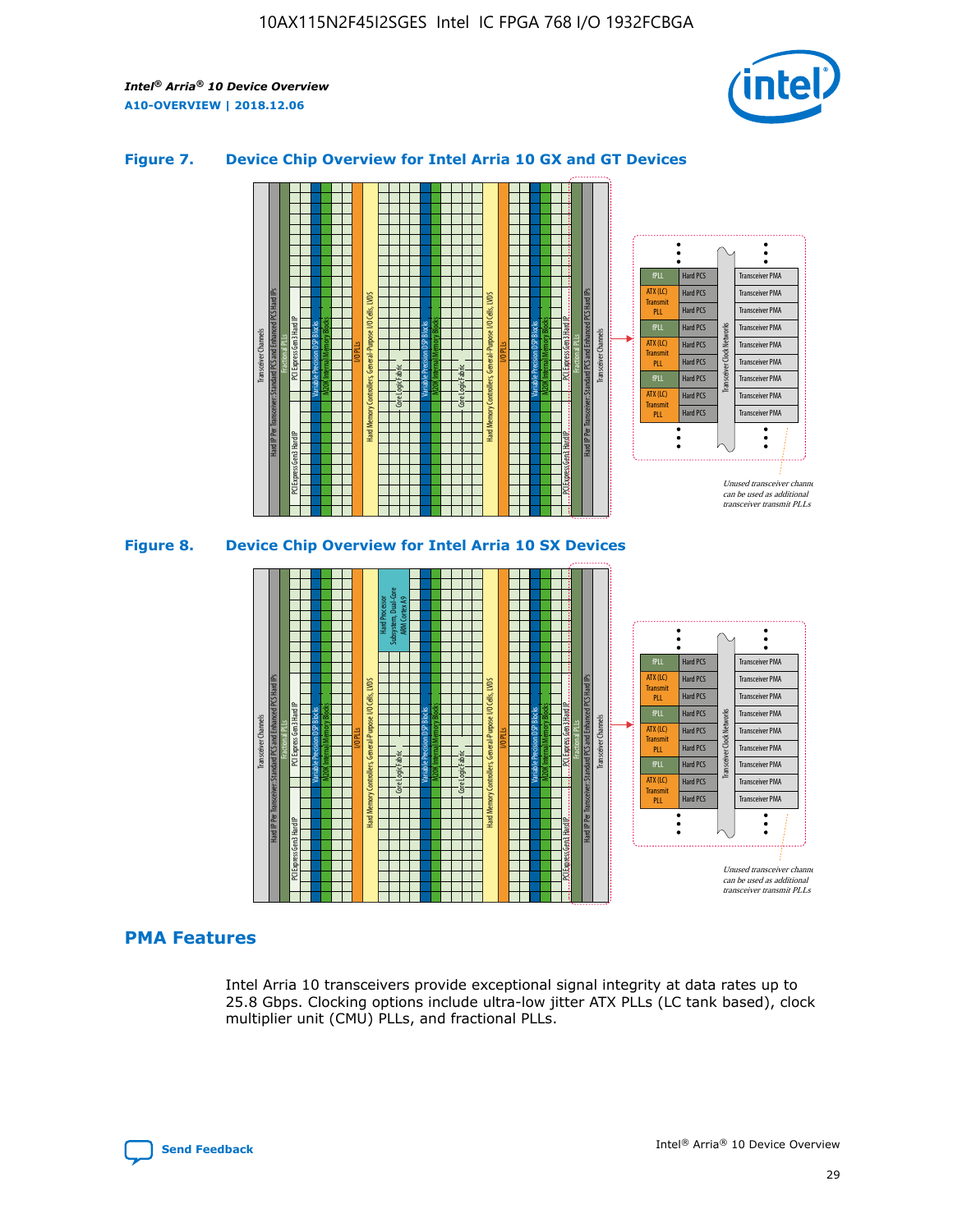#### Figure 7. Device Chip Overview for Intel Arria 10 GX and GT Devices

Unused transceiver channels can be used as additional transceiver transmit PLLs

#### Figure 8. Device Chip Overview for Intel Arria 10 SX Devices

Unused transceiver channels can be used as additional transceiver transmit PLLs

## PMA Features

Intel Arria 10 transceivers provide exceptional signal integrity at data rates up to 25.8 Gbps. Clocking options include ultra-low jitter ATX PLLs (LC tank based), clock multiplier unit (CMU) PLLs, and fractional PLLs.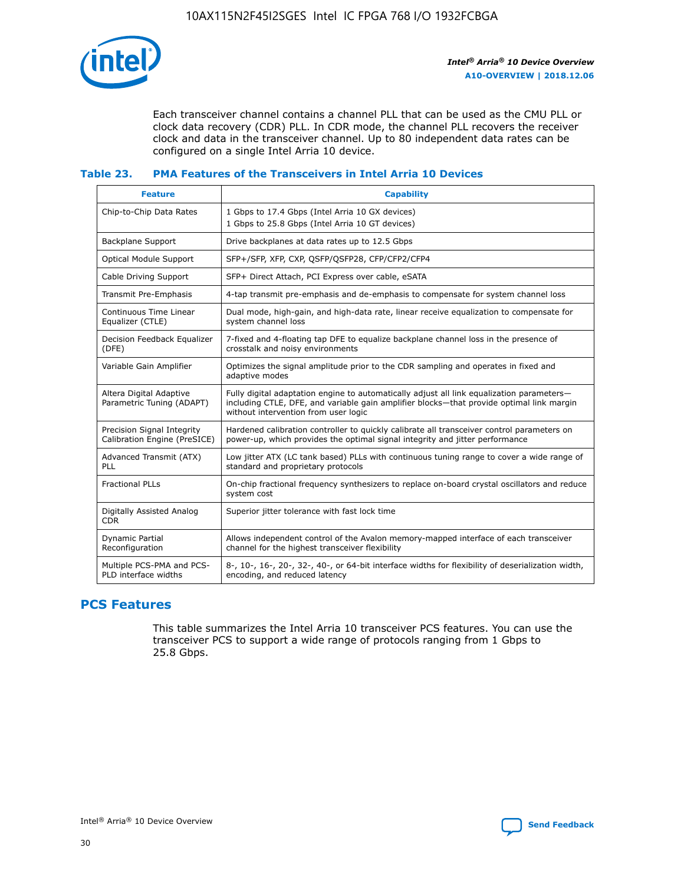Each transceiver channel contains a channel PLL that can be used as the CMU PLL or clock data recovery (CDR) PLL. In CDR mode, the channel PLL recovers the receiver clock and data in the transceiver channel. Up to 80 independent data rates can be configured on a single Intel Arria 10 device.

### Table 23. PMA Features of the Transceivers in Intel Arria 10 Devices

| Feature | Capability |
| --- | --- |
| Chip-to-Chip Data Rates | 1 Gbps to 17.4 Gbps (Intel Arria 10 GX devices)<br>1 Gbps to 25.8 Gbps (Intel Arria 10 GT devices) |
| Backplane Support | Drive backplanes at data rates up to 12.5 Gbps |
| Optical Module Support | SFP+/SFP, XFP, CXP, QSFP/QSFP28, CFP/CFP2/CFP4 |
| Cable Driving Support | SFP+ Direct Attach, PCI Express over cable, eSATA |
| Transmit Pre-Emphasis | 4-tap transmit pre-emphasis and de-emphasis to compensate for system channel loss |
| Continuous Time Linear Equalizer (CTLE) | Dual mode, high-gain, and high-data rate, linear receive equalization to compensate for system channel loss |
| Decision Feedback Equalizer (DFE) | 7-fixed and 4-floating tap DFE to equalize backplane channel loss in the presence of crosstalk and noisy environments |
| Variable Gain Amplifier | Optimizes the signal amplitude prior to the CDR sampling and operates in fixed and adaptive modes |
| Altera Digital Adaptive Parametric Tuning (ADAPT) | Fully digital adaptation engine to automatically adjust all link equalization parameters—including CTLE, DFE, and variable gain amplifier blocks—that provide optimal link margin without intervention from user logic |
| Precision Signal Integrity Calibration Engine (PreSICE) | Hardened calibration controller to quickly calibrate all transceiver control parameters on power-up, which provides the optimal signal integrity and jitter performance |
| Advanced Transmit (ATX) PLL | Low jitter ATX (LC tank based) PLLs with continuous tuning range to cover a wide range of standard and proprietary protocols |
| Fractional PLLs | On-chip fractional frequency synthesizers to replace on-board crystal oscillators and reduce system cost |
| Digitally Assisted Analog CDR | Superior jitter tolerance with fast lock time |
| Dynamic Partial Reconfiguration | Allows independent control of the Avalon memory-mapped interface of each transceiver channel for the highest transceiver flexibility |
| Multiple PCS-PMA and PCS-PLD interface widths | 8-, 10-, 16-, 20-, 32-, 40-, or 64-bit interface widths for flexibility of deserialization width, encoding, and reduced latency |

## PCS Features

This table summarizes the Intel Arria 10 transceiver PCS features. You can use the transceiver PCS to support a wide range of protocols ranging from 1 Gbps to 25.8 Gbps.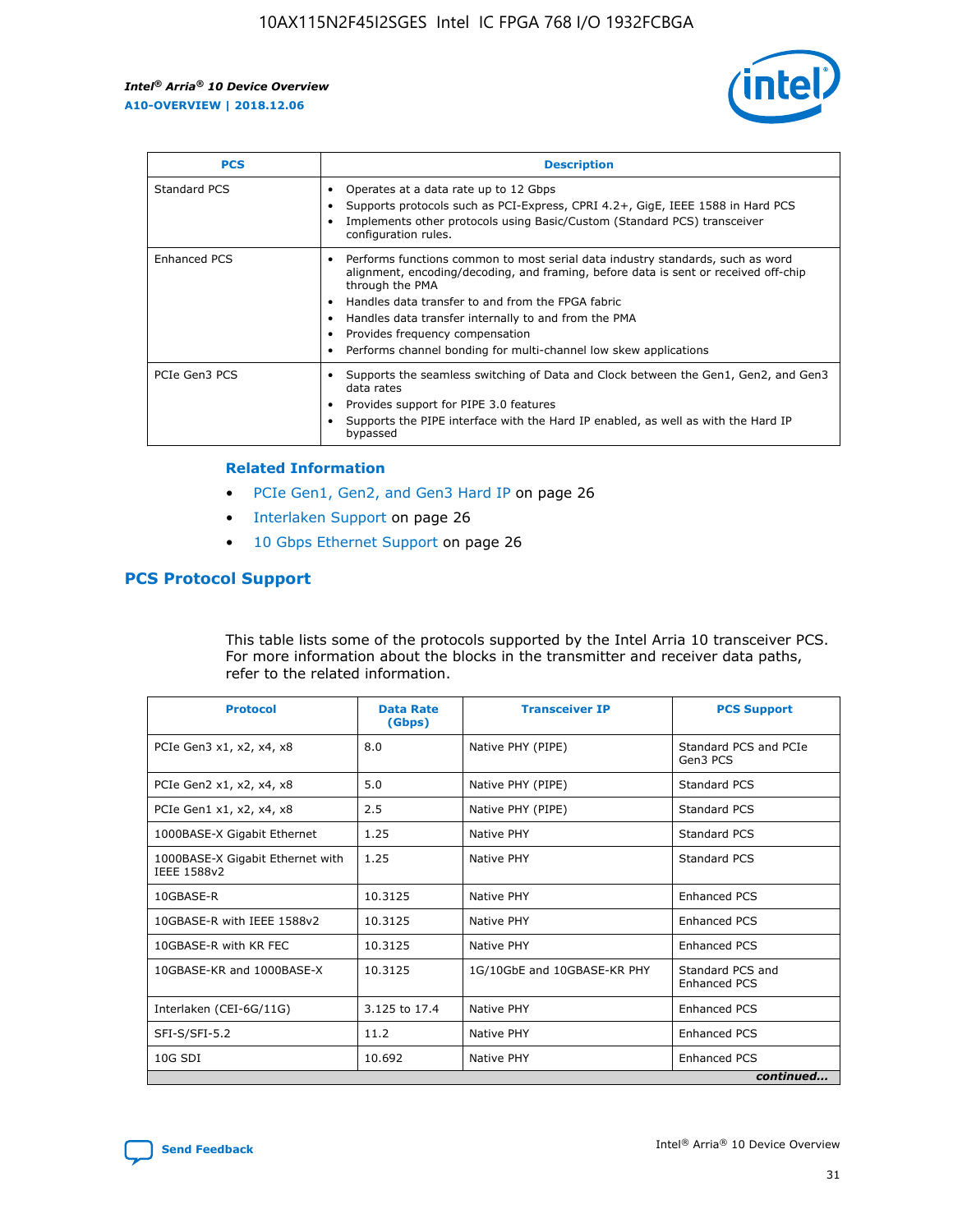| PCS | Description |
| --- | --- |
| Standard PCS | • Operates at a data rate up to 12 Gbps<br>• Supports protocols such as PCI-Express, CPRI 4.2+, GigE, IEEE 1588 in Hard PCS<br>• Implements other protocols using Basic/Custom (Standard PCS) transceiver configuration rules. |
| Enhanced PCS | • Performs functions common to most serial data industry standards, such as word alignment, encoding/decoding, and framing, before data is sent or received off-chip through the PMA<br>• Handles data transfer to and from the FPGA fabric<br>• Handles data transfer internally to and from the PMA<br>• Provides frequency compensation<br>• Performs channel bonding for multi-channel low skew applications |
| PCIe Gen3 PCS | • Supports the seamless switching of Data and Clock between the Gen1, Gen2, and Gen3 data rates<br>• Provides support for PIPE 3.0 features<br>• Supports the PIPE interface with the Hard IP enabled, as well as with the Hard IP bypassed |

### Related Information

- PCIe Gen1, Gen2, and Gen3 Hard IP on page 26
- Interlaken Support on page 26
- 10 Gbps Ethernet Support on page 26

## PCS Protocol Support

This table lists some of the protocols supported by the Intel Arria 10 transceiver PCS. For more information about the blocks in the transmitter and receiver data paths, refer to the related information.

| Protocol | Data Rate (Gbps) | Transceiver IP | PCS Support |
| --- | --- | --- | --- |
| PCIe Gen3 x1, x2, x4, x8 | 8.0 | Native PHY (PIPE) | Standard PCS and PCIe Gen3 PCS |
| PCIe Gen2 x1, x2, x4, x8 | 5.0 | Native PHY (PIPE) | Standard PCS |
| PCIe Gen1 x1, x2, x4, x8 | 2.5 | Native PHY (PIPE) | Standard PCS |
| 1000BASE-X Gigabit Ethernet | 1.25 | Native PHY | Standard PCS |
| 1000BASE-X Gigabit Ethernet with IEEE 1588v2 | 1.25 | Native PHY | Standard PCS |
| 10GBASE-R | 10.3125 | Native PHY | Enhanced PCS |
| 10GBASE-R with IEEE 1588v2 | 10.3125 | Native PHY | Enhanced PCS |
| 10GBASE-R with KR FEC | 10.3125 | Native PHY | Enhanced PCS |
| 10GBASE-KR and 1000BASE-X | 10.3125 | 1G/10GbE and 10GBASE-KR PHY | Standard PCS and Enhanced PCS |
| Interlaken (CEI-6G/11G) | 3.125 to 17.4 | Native PHY | Enhanced PCS |
| SFI-S/SFI-5.2 | 11.2 | Native PHY | Enhanced PCS |
| 10G SDI | 10.692 | Native PHY | Enhanced PCS |

*continued...*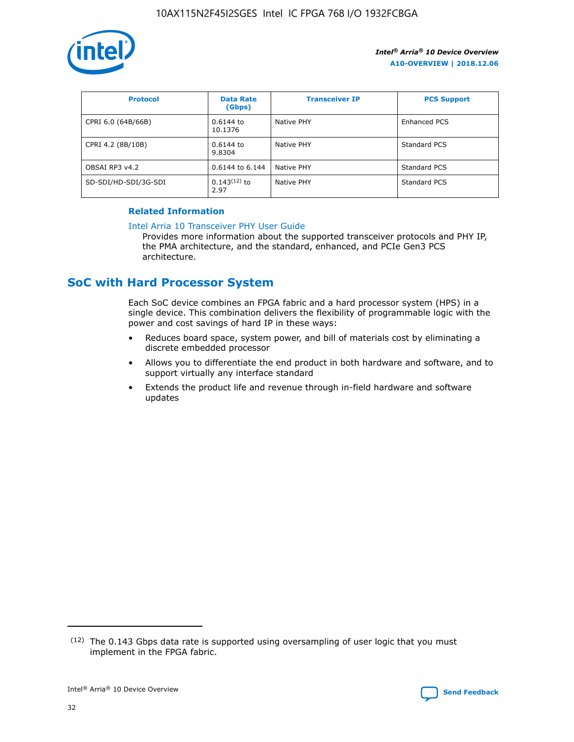| Protocol | Data Rate (Gbps) | Transceiver IP | PCS Support |
| --- | --- | --- | --- |
| CPRI 6.0 (64B/66B) | 0.6144 to 10.1376 | Native PHY | Enhanced PCS |
| CPRI 4.2 (8B/10B) | 0.6144 to 9.8304 | Native PHY | Standard PCS |
| OBSAI RP3 v4.2 | 0.6144 to 6.144 | Native PHY | Standard PCS |
| SD-SDI/HD-SDI/3G-SDI | 0.143[12] to 2.97 | Native PHY | Standard PCS |

**Related Information**

Intel Arria 10 Transceiver PHY User Guide

Provides more information about the supported transceiver protocols and PHY IP, the PMA architecture, and the standard, enhanced, and PCIe Gen3 PCS architecture.

## SoC with Hard Processor System

Each SoC device combines an FPGA fabric and a hard processor system (HPS) in a single device. This combination delivers the flexibility of programmable logic with the power and cost savings of hard IP in these ways:

- Reduces board space, system power, and bill of materials cost by eliminating a discrete embedded processor
- Allows you to differentiate the end product in both hardware and software, and to support virtually any interface standard
- Extends the product life and revenue through in-field hardware and software updates

(12) The 0.143 Gbps data rate is supported using oversampling of user logic that you must implement in the FPGA fabric.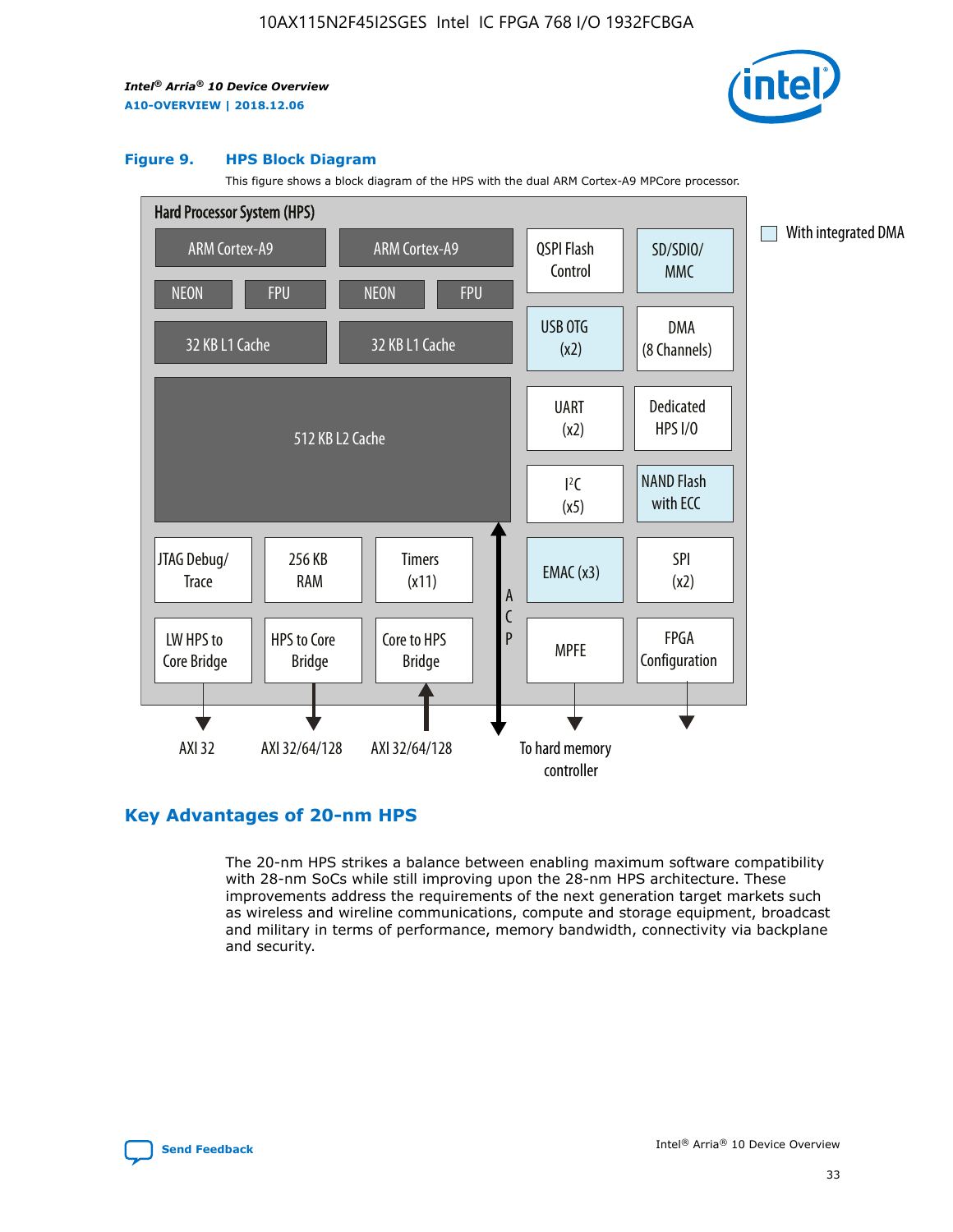**Figure 9. HPS Block Diagram**

This figure shows a block diagram of the HPS with the dual ARM Cortex-A9 MPCore processor.

## Key Advantages of 20-nm HPS

The 20-nm HPS strikes a balance between enabling maximum software compatibility with 28-nm SoCs while still improving upon the 28-nm HPS architecture. These improvements address the requirements of the next generation target markets such as wireless and wireline communications, compute and storage equipment, broadcast and military in terms of performance, memory bandwidth, connectivity via backplane and security.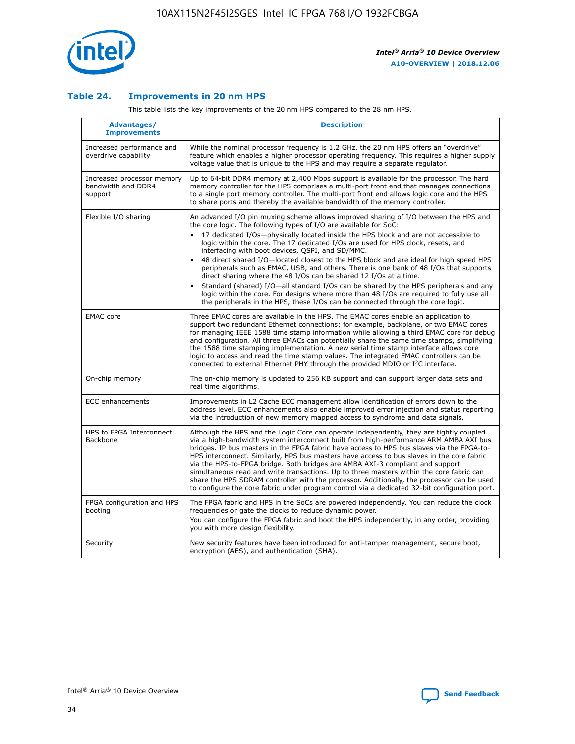### Table 24. Improvements in 20 nm HPS

This table lists the key improvements of the 20 nm HPS compared to the 28 nm HPS.

| Advantages/ Improvements | Description |
|---|---|
| Increased performance and overdrive capability | While the nominal processor frequency is 1.2 GHz, the 20 nm HPS offers an "overdrive" feature which enables a higher processor operating frequency. This requires a higher supply voltage value that is unique to the HPS and may require a separate regulator. |
| Increased processor memory bandwidth and DDR4 support | Up to 64-bit DDR4 memory at 2,400 Mbps support is available for the processor. The hard memory controller for the HPS comprises a multi-port front end that manages connections to a single port memory controller. The multi-port front end allows logic core and the HPS to share ports and thereby the available bandwidth of the memory controller. |
| Flexible I/O sharing | An advanced I/O pin muxing scheme allows improved sharing of I/O between the HPS and the core logic. The following types of I/O are available for SoC:<br>• 17 dedicated I/Os—physically located inside the HPS block and are not accessible to logic within the core. The 17 dedicated I/Os are used for HPS clock, resets, and interfacing with boot devices, QSPI, and SD/MMC.<br>• 48 direct shared I/O—located closest to the HPS block and are ideal for high speed HPS peripherals such as EMAC, USB, and others. There is one bank of 48 I/Os that supports direct sharing where the 48 I/Os can be shared 12 I/Os at a time.<br>• Standard (shared) I/O—all standard I/Os can be shared by the HPS peripherals and any logic within the core. For designs where more than 48 I/Os are required to fully use all the peripherals in the HPS, these I/Os can be connected through the core logic. |
| EMAC core | Three EMAC cores are available in the HPS. The EMAC cores enable an application to support two redundant Ethernet connections; for example, backplane, or two EMAC cores for managing IEEE 1588 time stamp information while allowing a third EMAC core for debug and configuration. All three EMACs can potentially share the same time stamps, simplifying the 1588 time stamping implementation. A new serial time stamp interface allows core logic to access and read the time stamp values. The integrated EMAC controllers can be connected to external Ethernet PHY through the provided MDIO or I²C interface. |
| On-chip memory | The on-chip memory is updated to 256 KB support and can support larger data sets and real time algorithms. |
| ECC enhancements | Improvements in L2 Cache ECC management allow identification of errors down to the address level. ECC enhancements also enable improved error injection and status reporting via the introduction of new memory mapped access to syndrome and data signals. |
| HPS to FPGA Interconnect Backbone | Although the HPS and the Logic Core can operate independently, they are tightly coupled via a high-bandwidth system interconnect built from high-performance ARM AMBA AXI bus bridges. IP bus masters in the FPGA fabric have access to HPS bus slaves via the FPGA-to-HPS interconnect. Similarly, HPS bus masters have access to bus slaves in the core fabric via the HPS-to-FPGA bridge. Both bridges are AMBA AXI-3 compliant and support simultaneous read and write transactions. Up to three masters within the core fabric can share the HPS SDRAM controller with the processor. Additionally, the processor can be used to configure the core fabric under program control via a dedicated 32-bit configuration port. |
| FPGA configuration and HPS booting | The FPGA fabric and HPS in the SoCs are powered independently. You can reduce the clock frequencies or gate the clocks to reduce dynamic power.<br>You can configure the FPGA fabric and boot the HPS independently, in any order, providing you with more design flexibility. |
| Security | New security features have been introduced for anti-tamper management, secure boot, encryption (AES), and authentication (SHA). |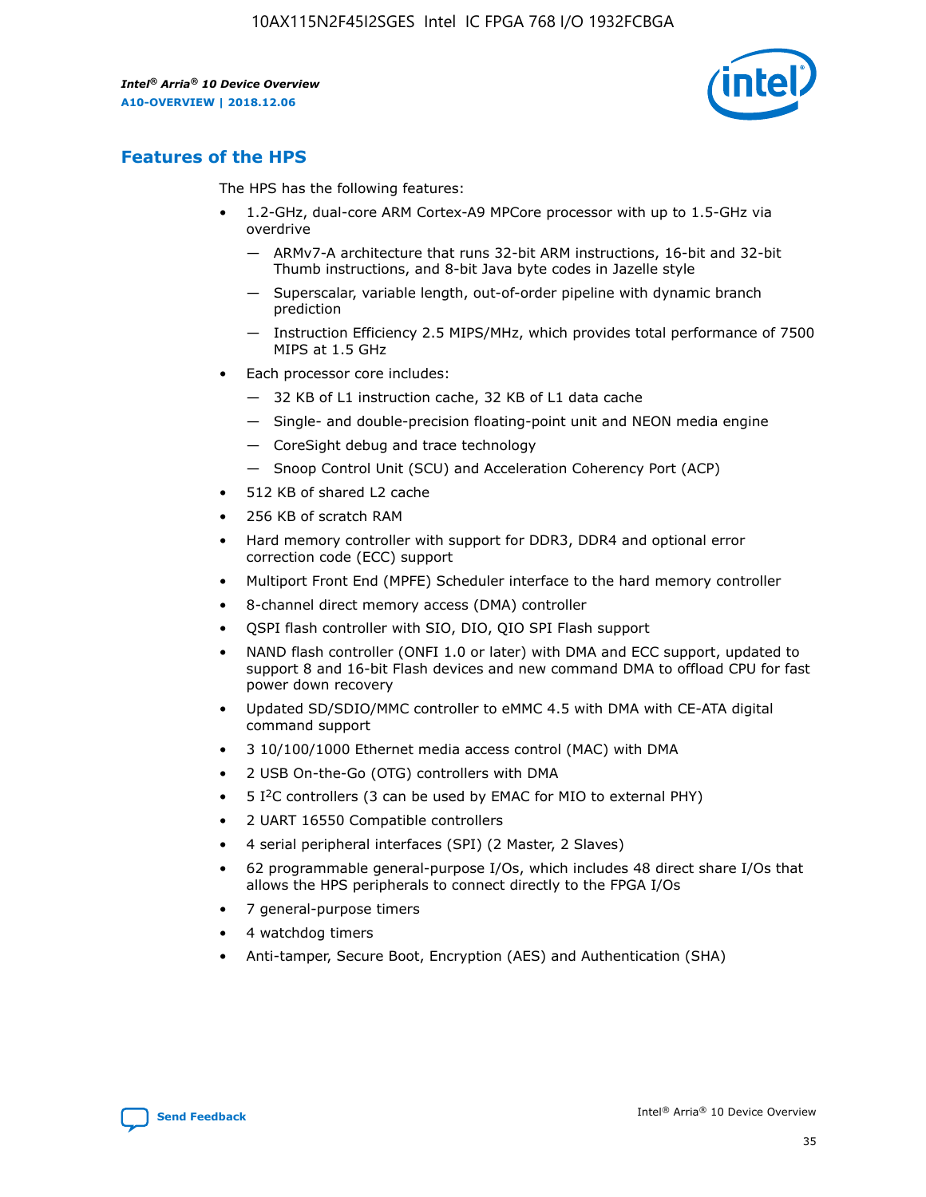## Features of the HPS

The HPS has the following features:

- 1.2-GHz, dual-core ARM Cortex-A9 MPCore processor with up to 1.5-GHz via overdrive
  - — ARMv7-A architecture that runs 32-bit ARM instructions, 16-bit and 32-bit Thumb instructions, and 8-bit Java byte codes in Jazelle style
  - — Superscalar, variable length, out-of-order pipeline with dynamic branch prediction
  - — Instruction Efficiency 2.5 MIPS/MHz, which provides total performance of 7500 MIPS at 1.5 GHz
- Each processor core includes:
  - — 32 KB of L1 instruction cache, 32 KB of L1 data cache
  - — Single- and double-precision floating-point unit and NEON media engine
  - — CoreSight debug and trace technology
  - — Snoop Control Unit (SCU) and Acceleration Coherency Port (ACP)
- 512 KB of shared L2 cache
- 256 KB of scratch RAM
- Hard memory controller with support for DDR3, DDR4 and optional error correction code (ECC) support
- Multiport Front End (MPFE) Scheduler interface to the hard memory controller
- 8-channel direct memory access (DMA) controller
- QSPI flash controller with SIO, DIO, QIO SPI Flash support
- NAND flash controller (ONFI 1.0 or later) with DMA and ECC support, updated to support 8 and 16-bit Flash devices and new command DMA to offload CPU for fast power down recovery
- Updated SD/SDIO/MMC controller to eMMC 4.5 with DMA with CE-ATA digital command support
- 3 10/100/1000 Ethernet media access control (MAC) with DMA
- 2 USB On-the-Go (OTG) controllers with DMA
- 5 I$^2$C controllers (3 can be used by EMAC for MIO to external PHY)
- 2 UART 16550 Compatible controllers
- 4 serial peripheral interfaces (SPI) (2 Master, 2 Slaves)
- 62 programmable general-purpose I/Os, which includes 48 direct share I/Os that allows the HPS peripherals to connect directly to the FPGA I/Os
- 7 general-purpose timers
- 4 watchdog timers
- Anti-tamper, Secure Boot, Encryption (AES) and Authentication (SHA)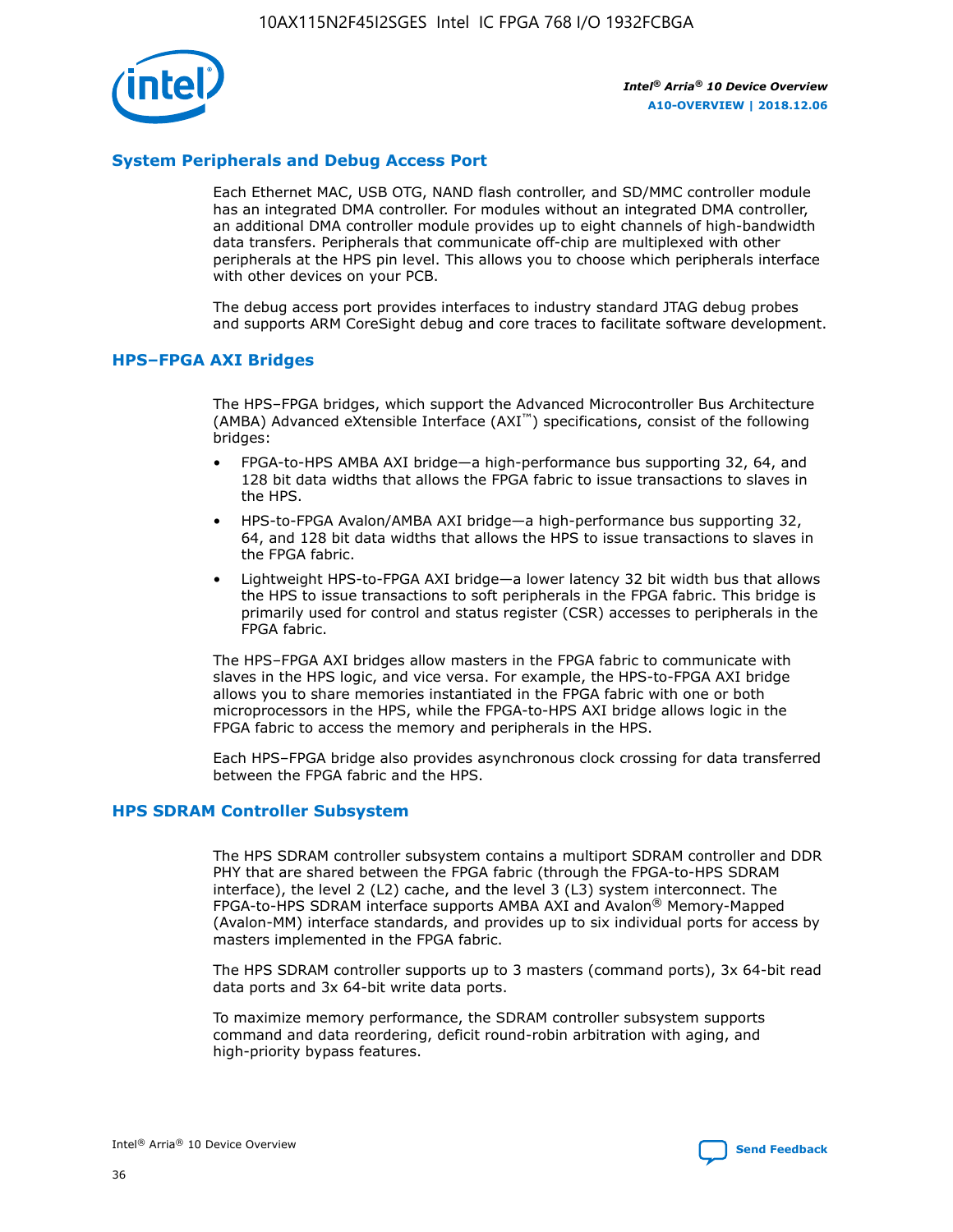## System Peripherals and Debug Access Port

Each Ethernet MAC, USB OTG, NAND flash controller, and SD/MMC controller module has an integrated DMA controller. For modules without an integrated DMA controller, an additional DMA controller module provides up to eight channels of high-bandwidth data transfers. Peripherals that communicate off-chip are multiplexed with other peripherals at the HPS pin level. This allows you to choose which peripherals interface with other devices on your PCB.

The debug access port provides interfaces to industry standard JTAG debug probes and supports ARM CoreSight debug and core traces to facilitate software development.

## HPS–FPGA AXI Bridges

The HPS–FPGA bridges, which support the Advanced Microcontroller Bus Architecture (AMBA) Advanced eXtensible Interface (AXI™) specifications, consist of the following bridges:

- FPGA-to-HPS AMBA AXI bridge—a high-performance bus supporting 32, 64, and 128 bit data widths that allows the FPGA fabric to issue transactions to slaves in the HPS.
- HPS-to-FPGA Avalon/AMBA AXI bridge—a high-performance bus supporting 32, 64, and 128 bit data widths that allows the HPS to issue transactions to slaves in the FPGA fabric.
- Lightweight HPS-to-FPGA AXI bridge—a lower latency 32 bit width bus that allows the HPS to issue transactions to soft peripherals in the FPGA fabric. This bridge is primarily used for control and status register (CSR) accesses to peripherals in the FPGA fabric.

The HPS–FPGA AXI bridges allow masters in the FPGA fabric to communicate with slaves in the HPS logic, and vice versa. For example, the HPS-to-FPGA AXI bridge allows you to share memories instantiated in the FPGA fabric with one or both microprocessors in the HPS, while the FPGA-to-HPS AXI bridge allows logic in the FPGA fabric to access the memory and peripherals in the HPS.

Each HPS–FPGA bridge also provides asynchronous clock crossing for data transferred between the FPGA fabric and the HPS.

## HPS SDRAM Controller Subsystem

The HPS SDRAM controller subsystem contains a multiport SDRAM controller and DDR PHY that are shared between the FPGA fabric (through the FPGA-to-HPS SDRAM interface), the level 2 (L2) cache, and the level 3 (L3) system interconnect. The FPGA-to-HPS SDRAM interface supports AMBA AXI and Avalon® Memory-Mapped (Avalon-MM) interface standards, and provides up to six individual ports for access by masters implemented in the FPGA fabric.

The HPS SDRAM controller supports up to 3 masters (command ports), 3x 64-bit read data ports and 3x 64-bit write data ports.

To maximize memory performance, the SDRAM controller subsystem supports command and data reordering, deficit round-robin arbitration with aging, and high-priority bypass features.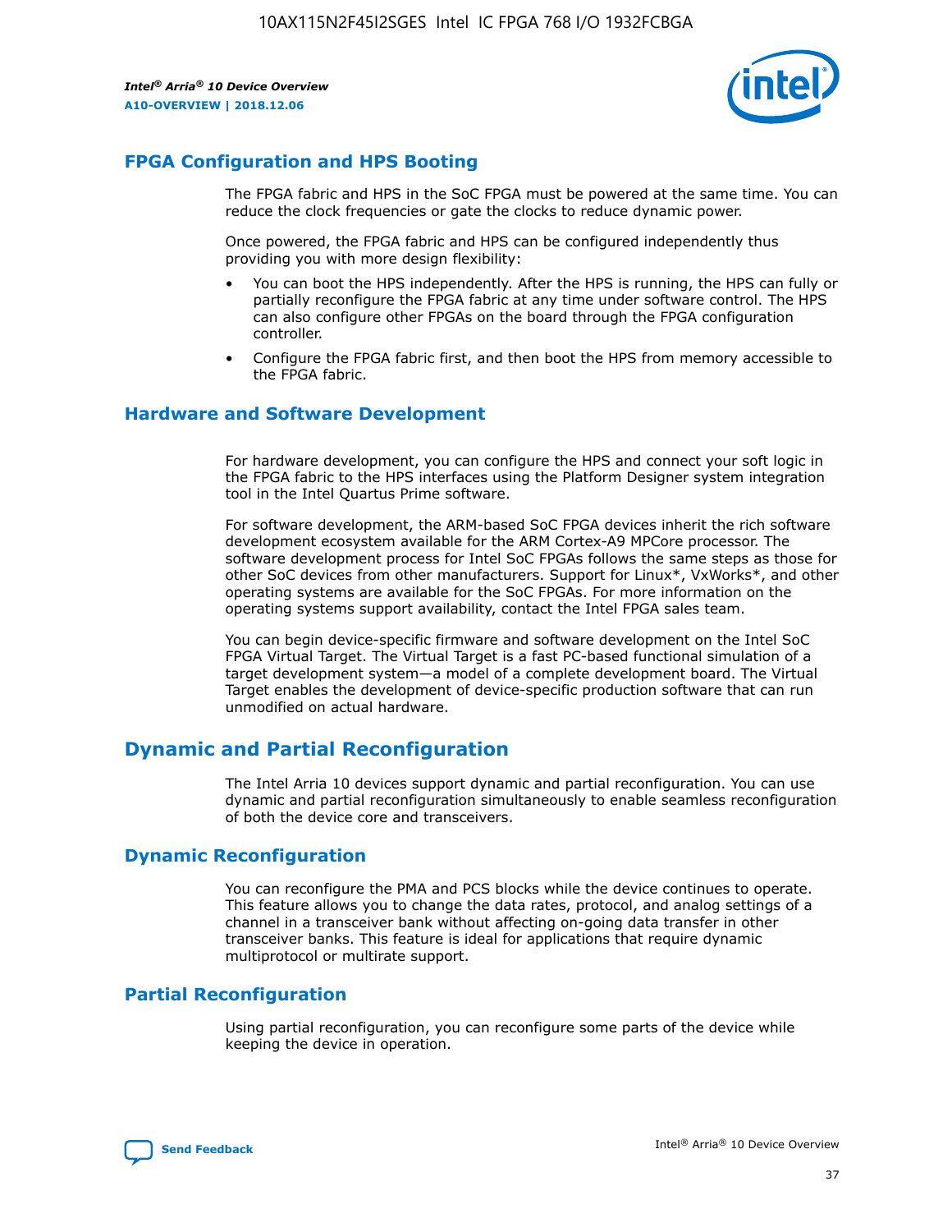## FPGA Configuration and HPS Booting

The FPGA fabric and HPS in the SoC FPGA must be powered at the same time. You can reduce the clock frequencies or gate the clocks to reduce dynamic power.

Once powered, the FPGA fabric and HPS can be configured independently thus providing you with more design flexibility:

- You can boot the HPS independently. After the HPS is running, the HPS can fully or partially reconfigure the FPGA fabric at any time under software control. The HPS can also configure other FPGAs on the board through the FPGA configuration controller.
- Configure the FPGA fabric first, and then boot the HPS from memory accessible to the FPGA fabric.

## Hardware and Software Development

For hardware development, you can configure the HPS and connect your soft logic in the FPGA fabric to the HPS interfaces using the Platform Designer system integration tool in the Intel Quartus Prime software.

For software development, the ARM-based SoC FPGA devices inherit the rich software development ecosystem available for the ARM Cortex-A9 MPCore processor. The software development process for Intel SoC FPGAs follows the same steps as those for other SoC devices from other manufacturers. Support for Linux*, VxWorks*, and other operating systems are available for the SoC FPGAs. For more information on the operating systems support availability, contact the Intel FPGA sales team.

You can begin device-specific firmware and software development on the Intel SoC FPGA Virtual Target. The Virtual Target is a fast PC-based functional simulation of a target development system—a model of a complete development board. The Virtual Target enables the development of device-specific production software that can run unmodified on actual hardware.

## Dynamic and Partial Reconfiguration

The Intel Arria 10 devices support dynamic and partial reconfiguration. You can use dynamic and partial reconfiguration simultaneously to enable seamless reconfiguration of both the device core and transceivers.

## Dynamic Reconfiguration

You can reconfigure the PMA and PCS blocks while the device continues to operate. This feature allows you to change the data rates, protocol, and analog settings of a channel in a transceiver bank without affecting on-going data transfer in other transceiver banks. This feature is ideal for applications that require dynamic multiprotocol or multirate support.

## Partial Reconfiguration

Using partial reconfiguration, you can reconfigure some parts of the device while keeping the device in operation.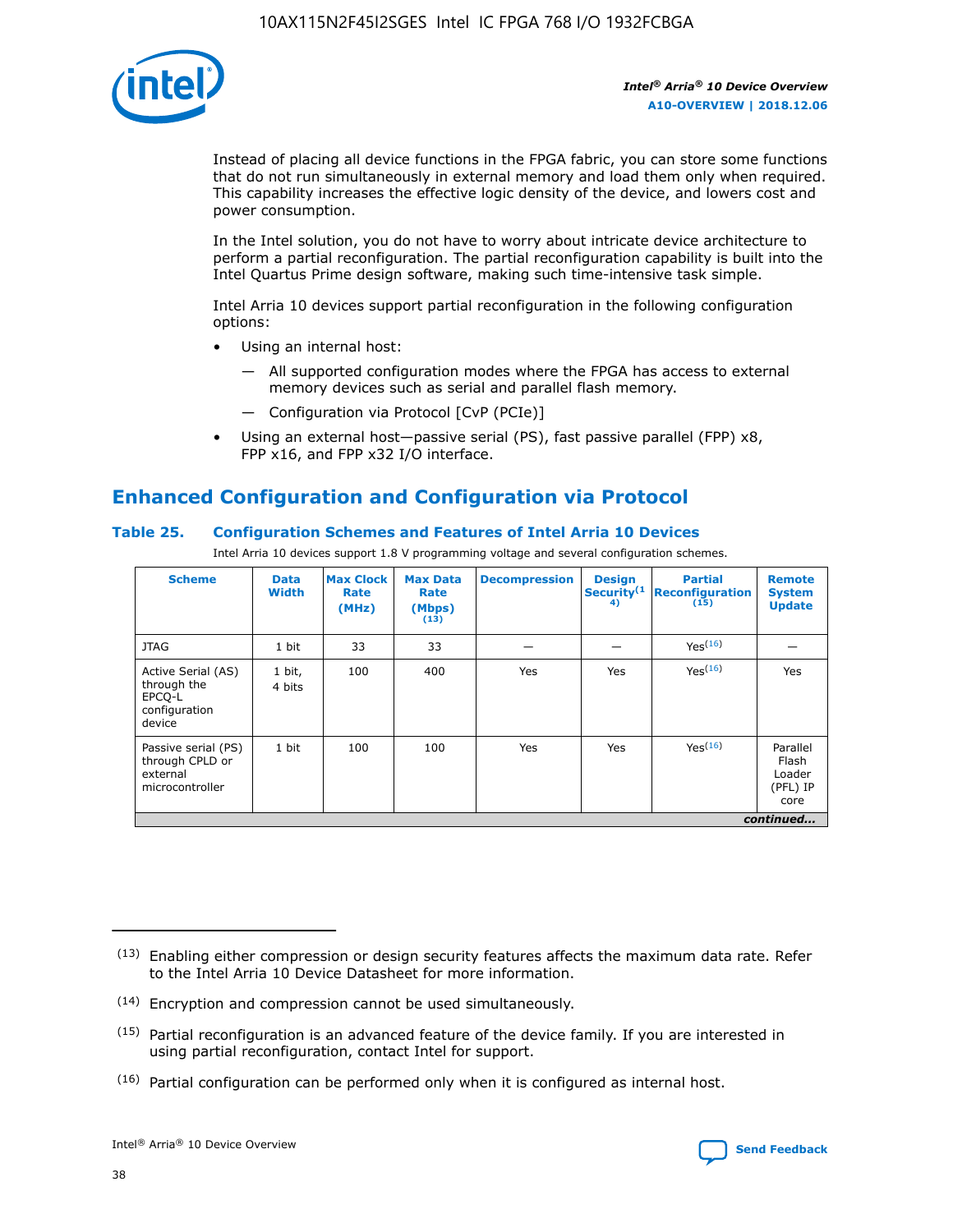Instead of placing all device functions in the FPGA fabric, you can store some functions that do not run simultaneously in external memory and load them only when required. This capability increases the effective logic density of the device, and lowers cost and power consumption.

In the Intel solution, you do not have to worry about intricate device architecture to perform a partial reconfiguration. The partial reconfiguration capability is built into the Intel Quartus Prime design software, making such time-intensive task simple.

Intel Arria 10 devices support partial reconfiguration in the following configuration options:

- Using an internal host:
  - — All supported configuration modes where the FPGA has access to external memory devices such as serial and parallel flash memory.
  - — Configuration via Protocol [CvP (PCIe)]
- Using an external host—passive serial (PS), fast passive parallel (FPP) x8, FPP x16, and FPP x32 I/O interface.

## Enhanced Configuration and Configuration via Protocol

### Table 25. Configuration Schemes and Features of Intel Arria 10 Devices

Intel Arria 10 devices support 1.8 V programming voltage and several configuration schemes.

| Scheme | Data Width | Max Clock Rate (MHz) | Max Data Rate (Mbps) (13) | Decompression | Design Security (14) | Partial Reconfiguration (15) | Remote System Update |
|---|---|---|---|---|---|---|---|
| JTAG | 1 bit | 33 | 33 | — | — | Yes(16) | — |
| Active Serial (AS) through the EPCQ-L configuration device | 1 bit, 4 bits | 100 | 400 | Yes | Yes | Yes(16) | Yes |
| Passive serial (PS) through CPLD or external microcontroller | 1 bit | 100 | 100 | Yes | Yes | Yes(16) | Parallel Flash Loader (PFL) IP core |

*continued...*

(13) Enabling either compression or design security features affects the maximum data rate. Refer to the Intel Arria 10 Device Datasheet for more information.

(14) Encryption and compression cannot be used simultaneously.

(15) Partial reconfiguration is an advanced feature of the device family. If you are interested in using partial reconfiguration, contact Intel for support.

(16) Partial configuration can be performed only when it is configured as internal host.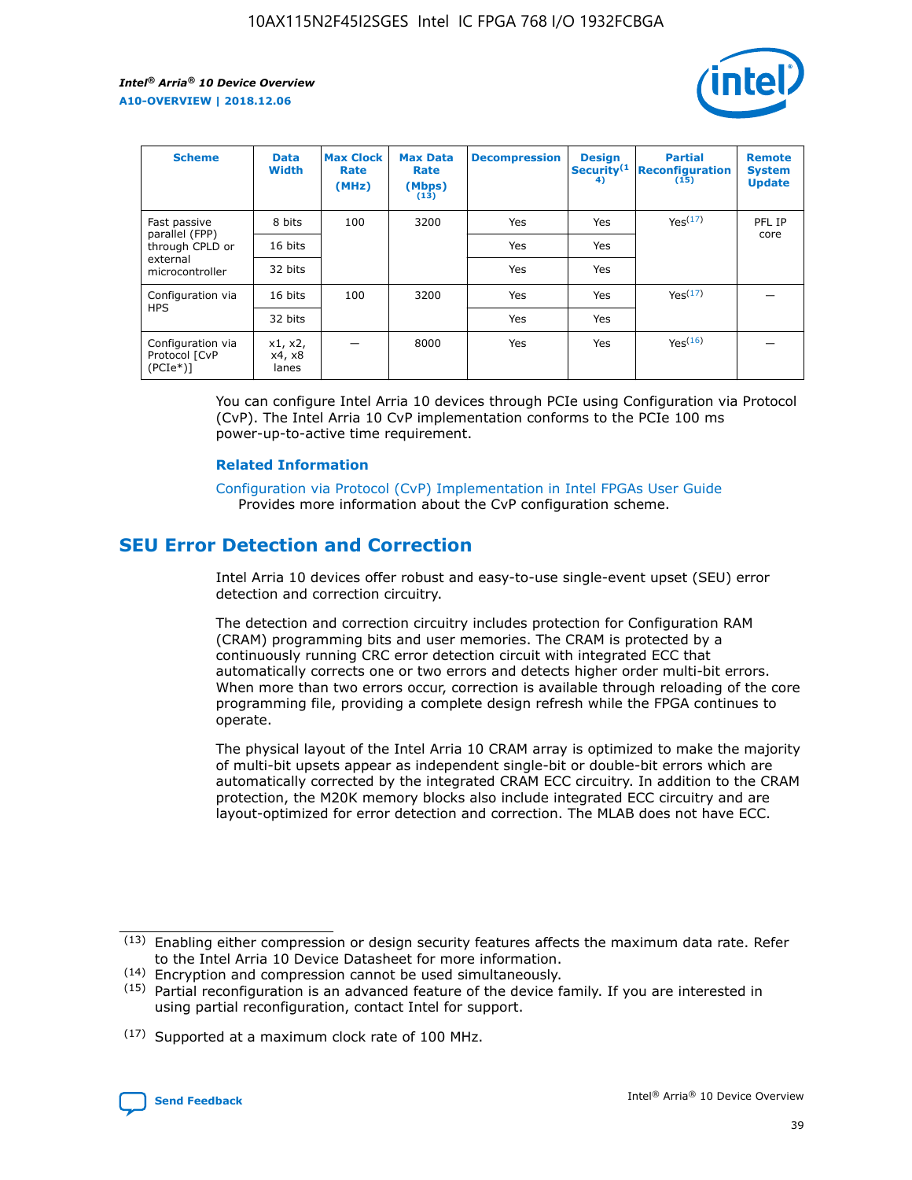| Scheme | Data Width | Max Clock Rate (MHz) | Max Data Rate (Mbps) (13) | Decompression | Design Security (14) | Partial Reconfiguration (15) | Remote System Update |
| --- | --- | --- | --- | --- | --- | --- | --- |
| Fast passive parallel (FPP) through CPLD or external microcontroller | 8 bits | 100 | 3200 | Yes | Yes | Yes (17) | PFL IP core |
| | 16 bits | | | Yes | Yes | | |
| | 32 bits | | | Yes | Yes | | |
| Configuration via HPS | 16 bits | 100 | 3200 | Yes | Yes | Yes (17) | — |
| | 32 bits | | | Yes | Yes | | |
| Configuration via Protocol [CvP (PCIe*)] | x1, x2, x4, x8 lanes | — | 8000 | Yes | Yes | Yes (16) | — |

You can configure Intel Arria 10 devices through PCIe using Configuration via Protocol (CvP). The Intel Arria 10 CvP implementation conforms to the PCIe 100 ms power-up-to-active time requirement.

### Related Information

Configuration via Protocol (CvP) Implementation in Intel FPGAs User Guide
Provides more information about the CvP configuration scheme.

## SEU Error Detection and Correction

Intel Arria 10 devices offer robust and easy-to-use single-event upset (SEU) error detection and correction circuitry.

The detection and correction circuitry includes protection for Configuration RAM (CRAM) programming bits and user memories. The CRAM is protected by a continuously running CRC error detection circuit with integrated ECC that automatically corrects one or two errors and detects higher order multi-bit errors. When more than two errors occur, correction is available through reloading of the core programming file, providing a complete design refresh while the FPGA continues to operate.

The physical layout of the Intel Arria 10 CRAM array is optimized to make the majority of multi-bit upsets appear as independent single-bit or double-bit errors which are automatically corrected by the integrated CRAM ECC circuitry. In addition to the CRAM protection, the M20K memory blocks also include integrated ECC circuitry and are layout-optimized for error detection and correction. The MLAB does not have ECC.

(13) Enabling either compression or design security features affects the maximum data rate. Refer to the Intel Arria 10 Device Datasheet for more information.

(14) Encryption and compression cannot be used simultaneously.

(15) Partial reconfiguration is an advanced feature of the device family. If you are interested in using partial reconfiguration, contact Intel for support.

(17) Supported at a maximum clock rate of 100 MHz.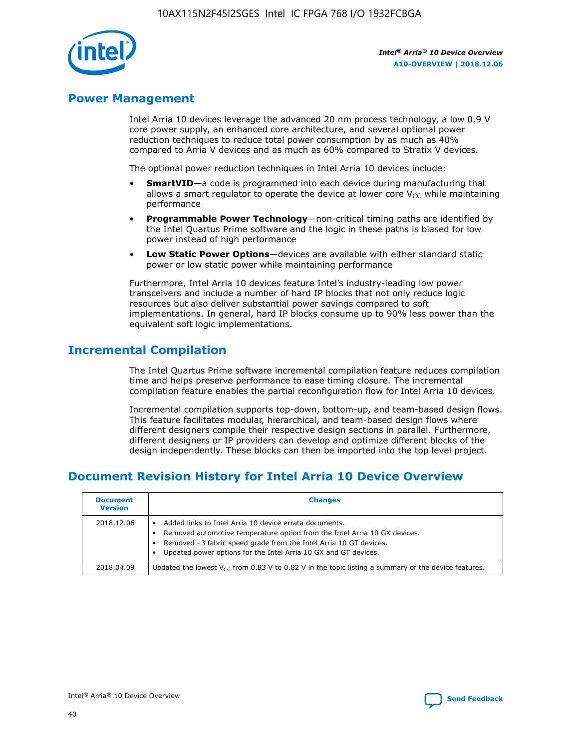## Power Management

Intel Arria 10 devices leverage the advanced 20 nm process technology, a low 0.9 V core power supply, an enhanced core architecture, and several optional power reduction techniques to reduce total power consumption by as much as 40% compared to Arria V devices and as much as 60% compared to Stratix V devices.

The optional power reduction techniques in Intel Arria 10 devices include:

- **SmartVID**—a code is programmed into each device during manufacturing that allows a smart regulator to operate the device at lower core $V_{CC}$ while maintaining performance
- **Programmable Power Technology**—non-critical timing paths are identified by the Intel Quartus Prime software and the logic in these paths is biased for low power instead of high performance
- **Low Static Power Options**—devices are available with either standard static power or low static power while maintaining performance

Furthermore, Intel Arria 10 devices feature Intel's industry-leading low power transceivers and include a number of hard IP blocks that not only reduce logic resources but also deliver substantial power savings compared to soft implementations. In general, hard IP blocks consume up to 90% less power than the equivalent soft logic implementations.

## Incremental Compilation

The Intel Quartus Prime software incremental compilation feature reduces compilation time and helps preserve performance to ease timing closure. The incremental compilation feature enables the partial reconfiguration flow for Intel Arria 10 devices.

Incremental compilation supports top-down, bottom-up, and team-based design flows. This feature facilitates modular, hierarchical, and team-based design flows where different designers compile their respective design sections in parallel. Furthermore, different designers or IP providers can develop and optimize different blocks of the design independently. These blocks can then be imported into the top level project.

## Document Revision History for Intel Arria 10 Device Overview

| Document Version | Changes |
| --- | --- |
| 2018.12.06 | • Added links to Intel Arria 10 device errata documents.<br>• Removed automotive temperature option from the Intel Arria 10 GX devices.<br>• Removed –3 fabric speed grade from the Intel Arria 10 GT devices.<br>• Updated power options for the Intel Arria 10 GX and GT devices. |
| 2018.04.09 | Updated the lowest $V_{CC}$ from 0.83 V to 0.82 V in the topic listing a summary of the device features. |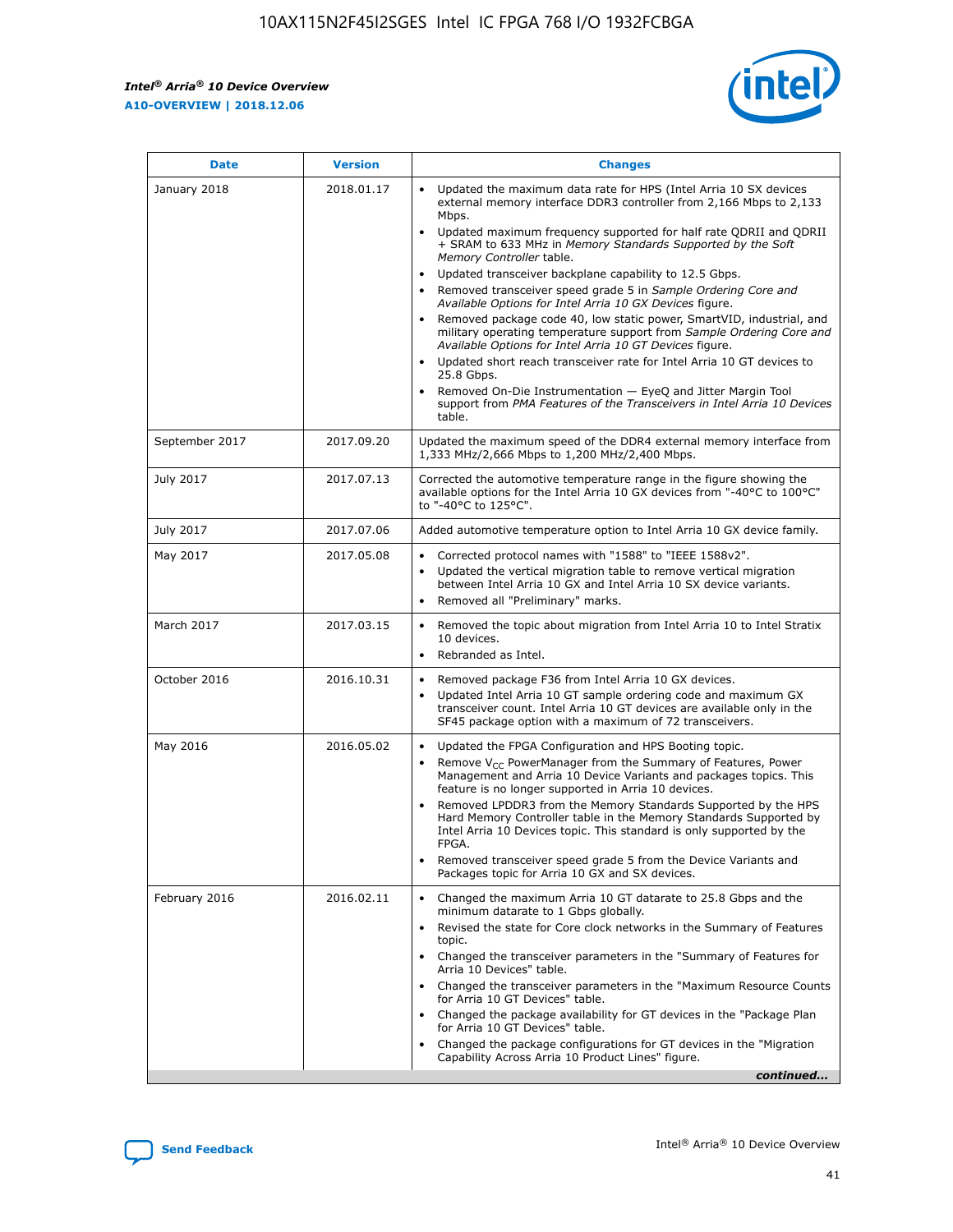| Date | Version | Changes |
| --- | --- | --- |
| January 2018 | 2018.01.17 | • Updated the maximum data rate for HPS (Intel Arria 10 SX devices external memory interface DDR3 controller from 2,166 Mbps to 2,133 Mbps.<br>• Updated maximum frequency supported for half rate QDRII and QDRII + SRAM to 633 MHz in *Memory Standards Supported by the Soft Memory Controller* table.<br>• Updated transceiver backplane capability to 12.5 Gbps.<br>• Removed transceiver speed grade 5 in *Sample Ordering Core and Available Options for Intel Arria 10 GX Devices* figure.<br>• Removed package code 40, low static power, SmartVID, industrial, and military operating temperature support from *Sample Ordering Core and Available Options for Intel Arria 10 GT Devices* figure.<br>• Updated short reach transceiver rate for Intel Arria 10 GT devices to 25.8 Gbps.<br>• Removed On-Die Instrumentation — EyeQ and Jitter Margin Tool support from *PMA Features of the Transceivers in Intel Arria 10 Devices* table. |
| September 2017 | 2017.09.20 | Updated the maximum speed of the DDR4 external memory interface from 1,333 MHz/2,666 Mbps to 1,200 MHz/2,400 Mbps. |
| July 2017 | 2017.07.13 | Corrected the automotive temperature range in the figure showing the available options for the Intel Arria 10 GX devices from "-40°C to 100°C" to "-40°C to 125°C". |
| July 2017 | 2017.07.06 | Added automotive temperature option to Intel Arria 10 GX device family. |
| May 2017 | 2017.05.08 | • Corrected protocol names with "1588" to "IEEE 1588v2".<br>• Updated the vertical migration table to remove vertical migration between Intel Arria 10 GX and Intel Arria 10 SX device variants.<br>• Removed all "Preliminary" marks. |
| March 2017 | 2017.03.15 | • Removed the topic about migration from Intel Arria 10 to Intel Stratix 10 devices.<br>• Rebranded as Intel. |
| October 2016 | 2016.10.31 | • Removed package F36 from Intel Arria 10 GX devices.<br>• Updated Intel Arria 10 GT sample ordering code and maximum GX transceiver count. Intel Arria 10 GT devices are available only in the SF45 package option with a maximum of 72 transceivers. |
| May 2016 | 2016.05.02 | • Updated the FPGA Configuration and HPS Booting topic.<br>• Remove $V_{CC}$ PowerManager from the Summary of Features, Power Management and Arria 10 Device Variants and packages topics. This feature is no longer supported in Arria 10 devices.<br>• Removed LPDDR3 from the Memory Standards Supported by the HPS Hard Memory Controller table in the Memory Standards Supported by Intel Arria 10 Devices topic. This standard is only supported by the FPGA.<br>• Removed transceiver speed grade 5 from the Device Variants and Packages topic for Arria 10 GX and SX devices. |
| February 2016 | 2016.02.11 | • Changed the maximum Arria 10 GT datarate to 25.8 Gbps and the minimum datarate to 1 Gbps globally.<br>• Revised the state for Core clock networks in the Summary of Features topic.<br>• Changed the transceiver parameters in the "Summary of Features for Arria 10 Devices" table.<br>• Changed the transceiver parameters in the "Maximum Resource Counts for Arria 10 GT Devices" table.<br>• Changed the package availability for GT devices in the "Package Plan for Arria 10 GT Devices" table.<br>• Changed the package configurations for GT devices in the "Migration Capability Across Arria 10 Product Lines" figure. |

*continued...*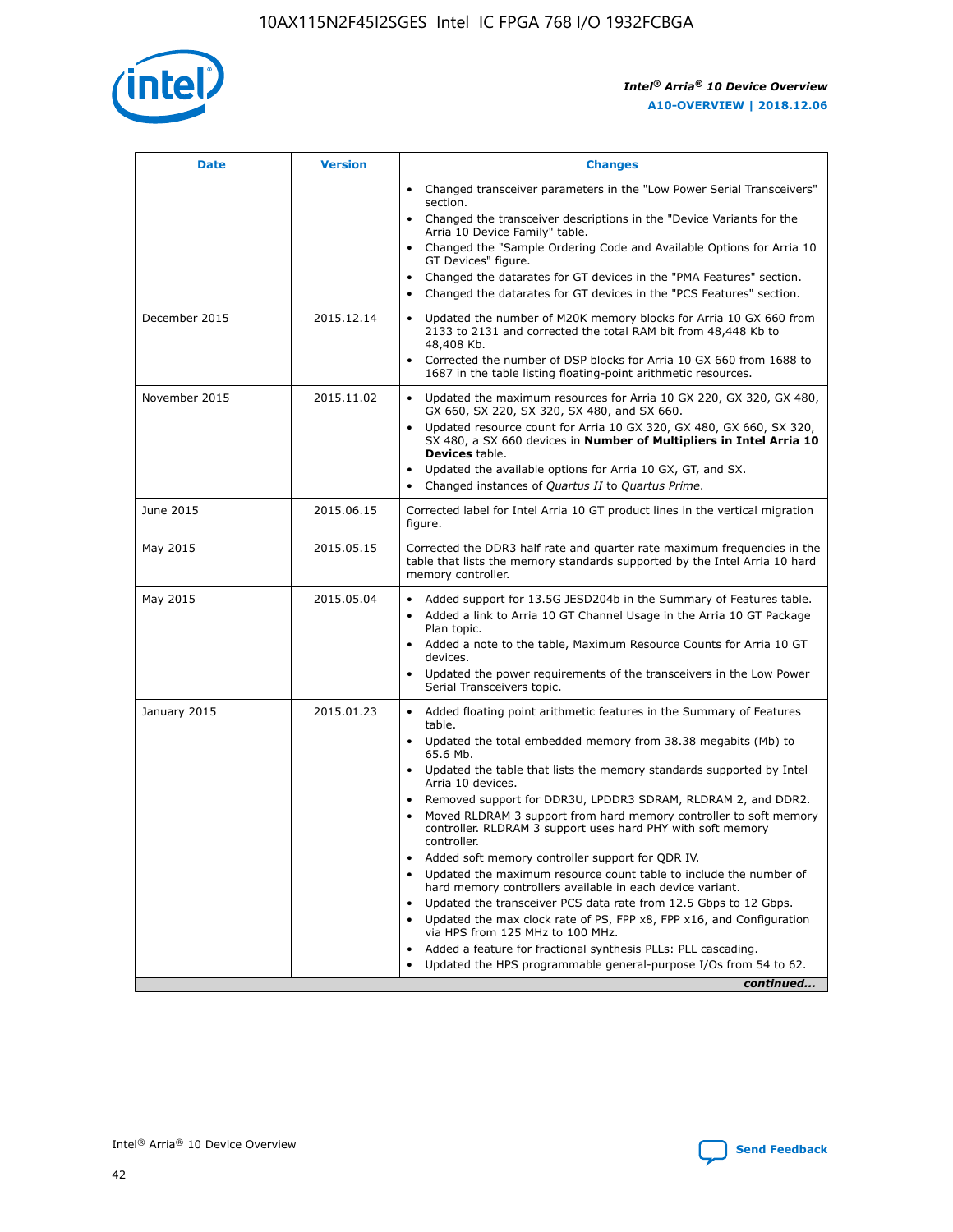| Date | Version | Changes |
| --- | --- | --- |
| | | • Changed transceiver parameters in the "Low Power Serial Transceivers" section.<br>• Changed the transceiver descriptions in the "Device Variants for the Arria 10 Device Family" table.<br>• Changed the "Sample Ordering Code and Available Options for Arria 10 GT Devices" figure.<br>• Changed the datarates for GT devices in the "PMA Features" section.<br>• Changed the datarates for GT devices in the "PCS Features" section. |
| December 2015 | 2015.12.14 | • Updated the number of M20K memory blocks for Arria 10 GX 660 from 2133 to 2131 and corrected the total RAM bit from 48,448 Kb to 48,408 Kb.<br>• Corrected the number of DSP blocks for Arria 10 GX 660 from 1688 to 1687 in the table listing floating-point arithmetic resources. |
| November 2015 | 2015.11.02 | • Updated the maximum resources for Arria 10 GX 220, GX 320, GX 480, GX 660, SX 220, SX 320, SX 480, and SX 660.<br>• Updated resource count for Arria 10 GX 320, GX 480, GX 660, SX 320, SX 480, a SX 660 devices in **Number of Multipliers in Intel Arria 10 Devices** table.<br>• Updated the available options for Arria 10 GX, GT, and SX.<br>• Changed instances of *Quartus II* to *Quartus Prime*. |
| June 2015 | 2015.06.15 | Corrected label for Intel Arria 10 GT product lines in the vertical migration figure. |
| May 2015 | 2015.05.15 | Corrected the DDR3 half rate and quarter rate maximum frequencies in the table that lists the memory standards supported by the Intel Arria 10 hard memory controller. |
| May 2015 | 2015.05.04 | • Added support for 13.5G JESD204b in the Summary of Features table.<br>• Added a link to Arria 10 GT Channel Usage in the Arria 10 GT Package Plan topic.<br>• Added a note to the table, Maximum Resource Counts for Arria 10 GT devices.<br>• Updated the power requirements of the transceivers in the Low Power Serial Transceivers topic. |
| January 2015 | 2015.01.23 | • Added floating point arithmetic features in the Summary of Features table.<br>• Updated the total embedded memory from 38.38 megabits (Mb) to 65.6 Mb.<br>• Updated the table that lists the memory standards supported by Intel Arria 10 devices.<br>• Removed support for DDR3U, LPDDR3 SDRAM, RLDRAM 2, and DDR2.<br>• Moved RLDRAM 3 support from hard memory controller to soft memory controller. RLDRAM 3 support uses hard PHY with soft memory controller.<br>• Added soft memory controller support for QDR IV.<br>• Updated the maximum resource count table to include the number of hard memory controllers available in each device variant.<br>• Updated the transceiver PCS data rate from 12.5 Gbps to 12 Gbps.<br>• Updated the max clock rate of PS, FPP x8, FPP x16, and Configuration via HPS from 125 MHz to 100 MHz.<br>• Added a feature for fractional synthesis PLLs: PLL cascading.<br>• Updated the HPS programmable general-purpose I/Os from 54 to 62. |

*continued...*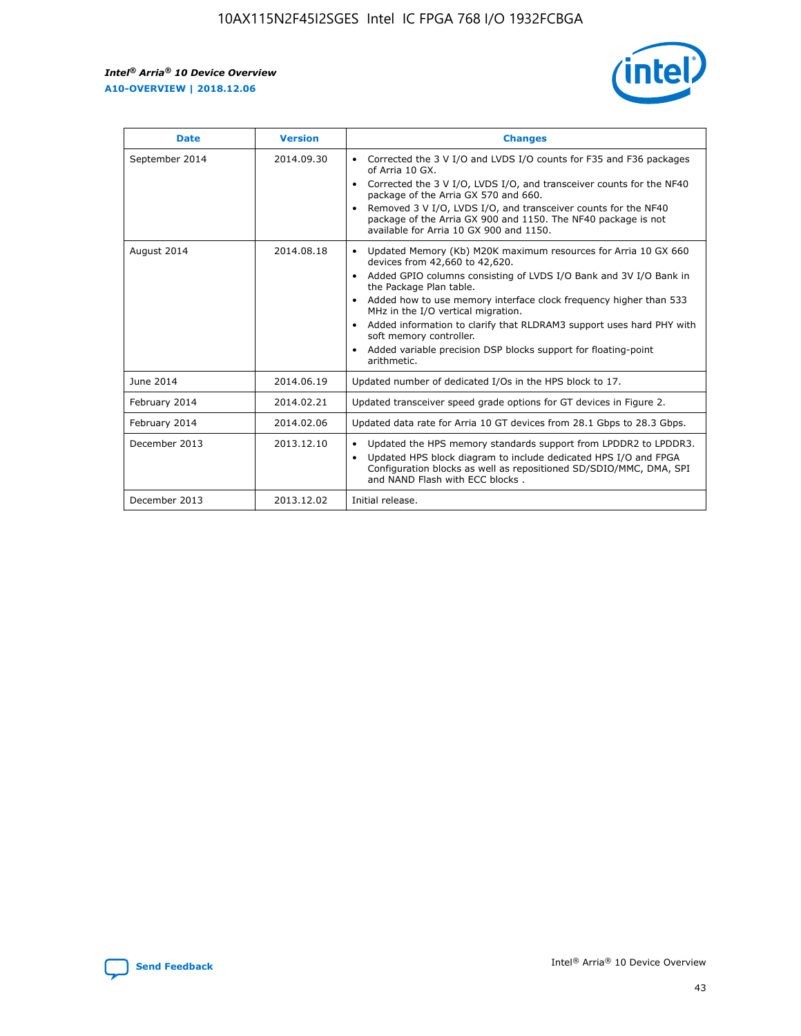| Date | Version | Changes |
| --- | --- | --- |
| September 2014 | 2014.09.30 | • Corrected the 3 V I/O and LVDS I/O counts for F35 and F36 packages of Arria 10 GX.<br>• Corrected the 3 V I/O, LVDS I/O, and transceiver counts for the NF40 package of the Arria GX 570 and 660.<br>• Removed 3 V I/O, LVDS I/O, and transceiver counts for the NF40 package of the Arria GX 900 and 1150. The NF40 package is not available for Arria 10 GX 900 and 1150. |
| August 2014 | 2014.08.18 | • Updated Memory (Kb) M20K maximum resources for Arria 10 GX 660 devices from 42,660 to 42,620.<br>• Added GPIO columns consisting of LVDS I/O Bank and 3V I/O Bank in the Package Plan table.<br>• Added how to use memory interface clock frequency higher than 533 MHz in the I/O vertical migration.<br>• Added information to clarify that RLDRAM3 support uses hard PHY with soft memory controller.<br>• Added variable precision DSP blocks support for floating-point arithmetic. |
| June 2014 | 2014.06.19 | Updated number of dedicated I/Os in the HPS block to 17. |
| February 2014 | 2014.02.21 | Updated transceiver speed grade options for GT devices in Figure 2. |
| February 2014 | 2014.02.06 | Updated data rate for Arria 10 GT devices from 28.1 Gbps to 28.3 Gbps. |
| December 2013 | 2013.12.10 | • Updated the HPS memory standards support from LPDDR2 to LPDDR3.<br>• Updated HPS block diagram to include dedicated HPS I/O and FPGA Configuration blocks as well as repositioned SD/SDIO/MMC, DMA, SPI and NAND Flash with ECC blocks . |
| December 2013 | 2013.12.02 | Initial release. |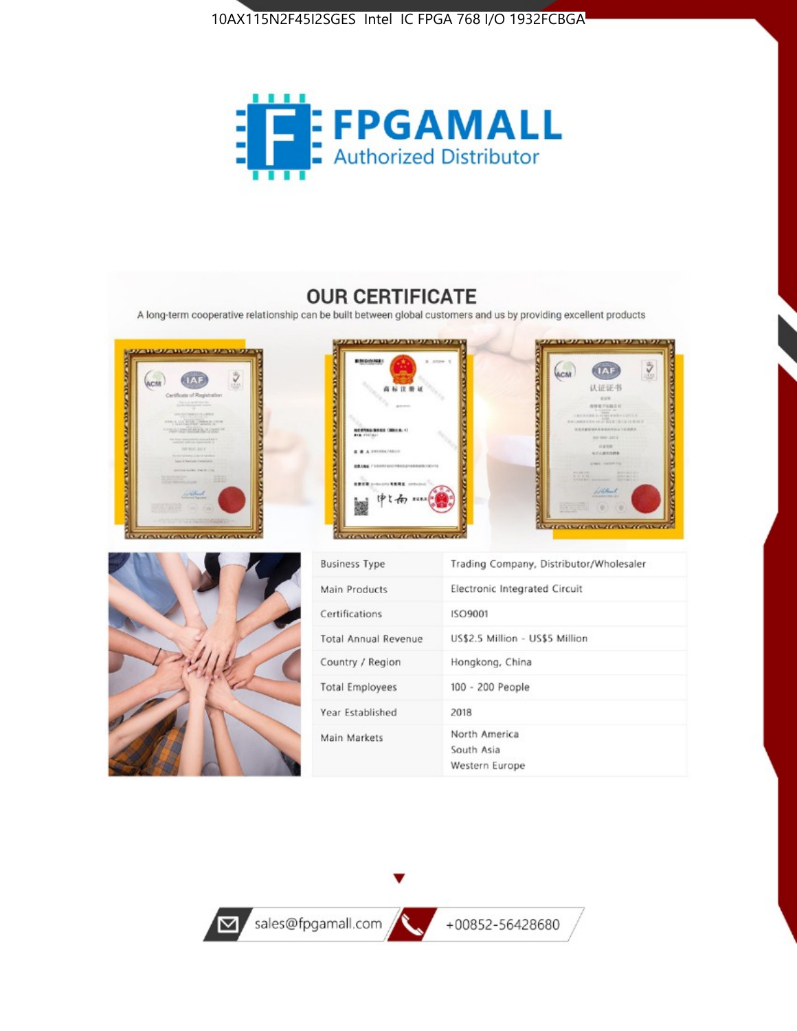FPGAMALL
Authorized Distributor

## OUR CERTIFICATE

A long-term cooperative relationship can be built between global customers and us by providing excellent products

| | |
|---|---|
| Business Type | Trading Company, Distributor/Wholesaler |
| Main Products | Electronic Integrated Circuit |
| Certifications | ISO9001 |
| Total Annual Revenue | US$2.5 Million - US$5 Million |
| Country / Region | Hongkong, China |
| Total Employees | 100 - 200 People |
| Year Established | 2018 |
| Main Markets | North America<br>South Asia<br>Western Europe |

sales@fpgamall.com

+00852-56428680